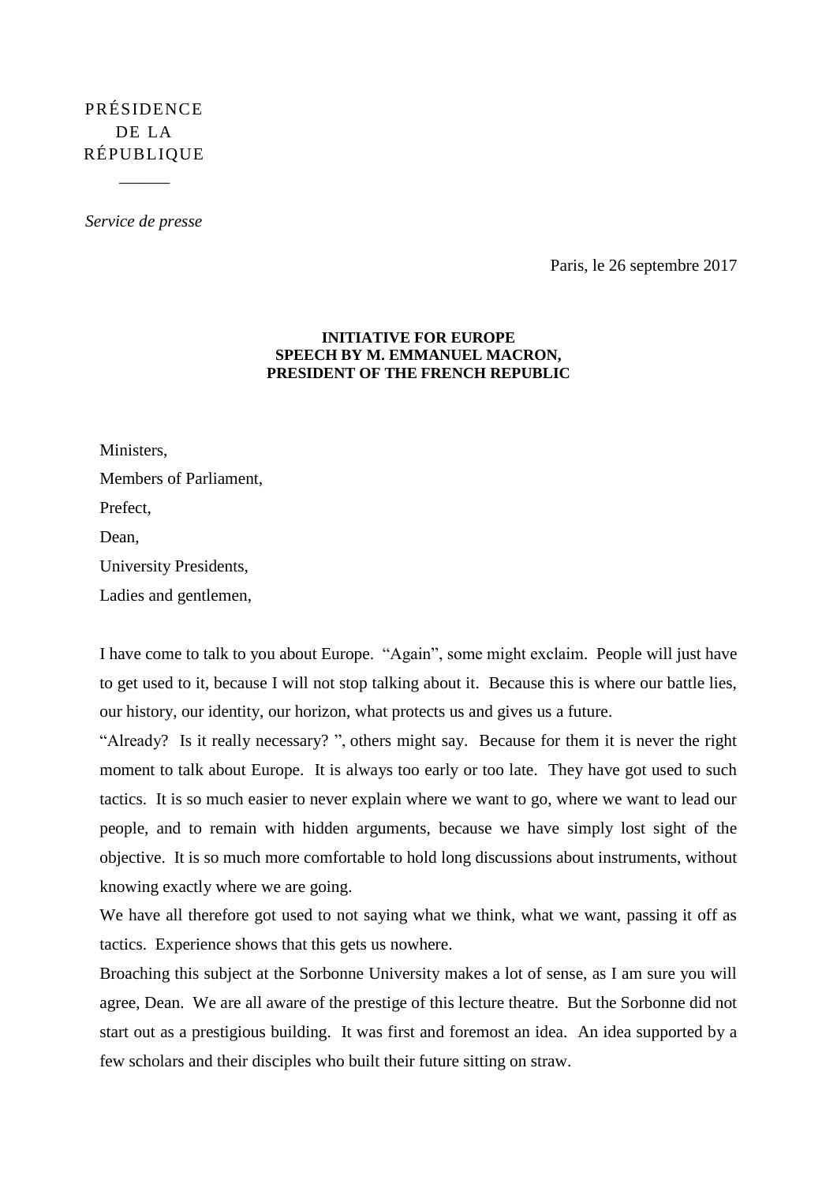PRÉSIDENCE
DE LA
RÉPUBLIQUE

———

*Service de presse*

Paris, le 26 septembre 2017

**INITIATIVE FOR EUROPE**
**SPEECH BY M. EMMANUEL MACRON,**
**PRESIDENT OF THE FRENCH REPUBLIC**

Ministers,

Members of Parliament,

Prefect,

Dean,

University Presidents,

Ladies and gentlemen,

I have come to talk to you about Europe. "Again", some might exclaim. People will just have to get used to it, because I will not stop talking about it. Because this is where our battle lies, our history, our identity, our horizon, what protects us and gives us a future.

"Already? Is it really necessary? ", others might say. Because for them it is never the right moment to talk about Europe. It is always too early or too late. They have got used to such tactics. It is so much easier to never explain where we want to go, where we want to lead our people, and to remain with hidden arguments, because we have simply lost sight of the objective. It is so much more comfortable to hold long discussions about instruments, without knowing exactly where we are going.

We have all therefore got used to not saying what we think, what we want, passing it off as tactics. Experience shows that this gets us nowhere.

Broaching this subject at the Sorbonne University makes a lot of sense, as I am sure you will agree, Dean. We are all aware of the prestige of this lecture theatre. But the Sorbonne did not start out as a prestigious building. It was first and foremost an idea. An idea supported by a few scholars and their disciples who built their future sitting on straw.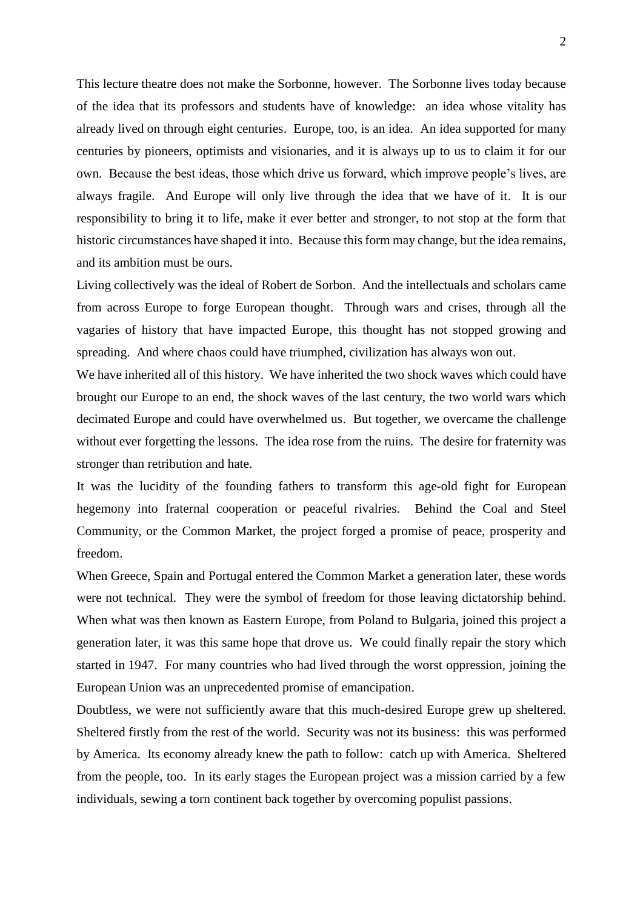This lecture theatre does not make the Sorbonne, however. The Sorbonne lives today because of the idea that its professors and students have of knowledge: an idea whose vitality has already lived on through eight centuries. Europe, too, is an idea. An idea supported for many centuries by pioneers, optimists and visionaries, and it is always up to us to claim it for our own. Because the best ideas, those which drive us forward, which improve people's lives, are always fragile. And Europe will only live through the idea that we have of it. It is our responsibility to bring it to life, make it ever better and stronger, to not stop at the form that historic circumstances have shaped it into. Because this form may change, but the idea remains, and its ambition must be ours.

Living collectively was the ideal of Robert de Sorbon. And the intellectuals and scholars came from across Europe to forge European thought. Through wars and crises, through all the vagaries of history that have impacted Europe, this thought has not stopped growing and spreading. And where chaos could have triumphed, civilization has always won out.

We have inherited all of this history. We have inherited the two shock waves which could have brought our Europe to an end, the shock waves of the last century, the two world wars which decimated Europe and could have overwhelmed us. But together, we overcame the challenge without ever forgetting the lessons. The idea rose from the ruins. The desire for fraternity was stronger than retribution and hate.

It was the lucidity of the founding fathers to transform this age-old fight for European hegemony into fraternal cooperation or peaceful rivalries. Behind the Coal and Steel Community, or the Common Market, the project forged a promise of peace, prosperity and freedom.

When Greece, Spain and Portugal entered the Common Market a generation later, these words were not technical. They were the symbol of freedom for those leaving dictatorship behind. When what was then known as Eastern Europe, from Poland to Bulgaria, joined this project a generation later, it was this same hope that drove us. We could finally repair the story which started in 1947. For many countries who had lived through the worst oppression, joining the European Union was an unprecedented promise of emancipation.

Doubtless, we were not sufficiently aware that this much-desired Europe grew up sheltered. Sheltered firstly from the rest of the world. Security was not its business: this was performed by America. Its economy already knew the path to follow: catch up with America. Sheltered from the people, too. In its early stages the European project was a mission carried by a few individuals, sewing a torn continent back together by overcoming populist passions.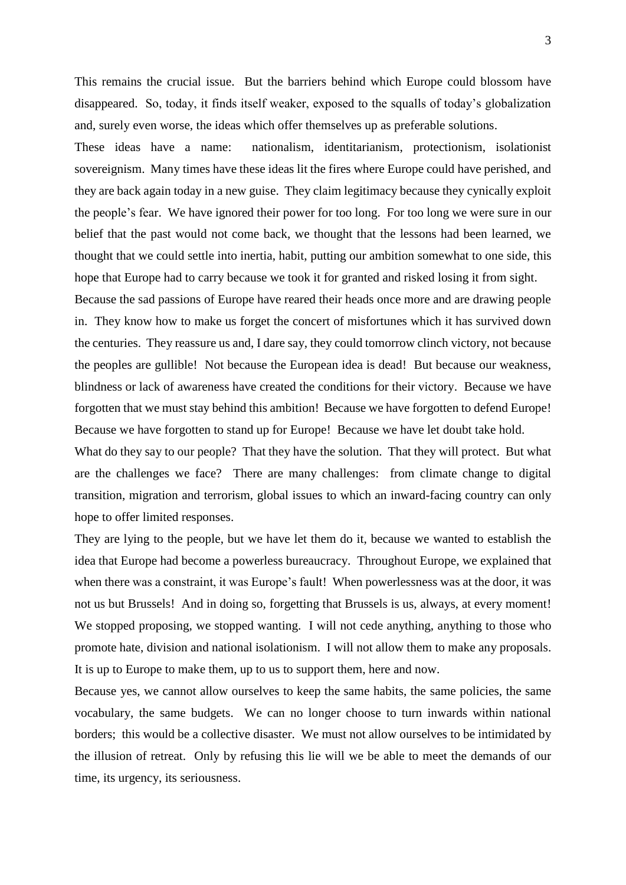This remains the crucial issue. But the barriers behind which Europe could blossom have disappeared. So, today, it finds itself weaker, exposed to the squalls of today's globalization and, surely even worse, the ideas which offer themselves up as preferable solutions.

These ideas have a name: nationalism, identitarianism, protectionism, isolationist sovereignism. Many times have these ideas lit the fires where Europe could have perished, and they are back again today in a new guise. They claim legitimacy because they cynically exploit the people's fear. We have ignored their power for too long. For too long we were sure in our belief that the past would not come back, we thought that the lessons had been learned, we thought that we could settle into inertia, habit, putting our ambition somewhat to one side, this hope that Europe had to carry because we took it for granted and risked losing it from sight.

Because the sad passions of Europe have reared their heads once more and are drawing people in. They know how to make us forget the concert of misfortunes which it has survived down the centuries. They reassure us and, I dare say, they could tomorrow clinch victory, not because the peoples are gullible! Not because the European idea is dead! But because our weakness, blindness or lack of awareness have created the conditions for their victory. Because we have forgotten that we must stay behind this ambition! Because we have forgotten to defend Europe! Because we have forgotten to stand up for Europe! Because we have let doubt take hold.

What do they say to our people? That they have the solution. That they will protect. But what are the challenges we face? There are many challenges: from climate change to digital transition, migration and terrorism, global issues to which an inward-facing country can only hope to offer limited responses.

They are lying to the people, but we have let them do it, because we wanted to establish the idea that Europe had become a powerless bureaucracy. Throughout Europe, we explained that when there was a constraint, it was Europe's fault! When powerlessness was at the door, it was not us but Brussels! And in doing so, forgetting that Brussels is us, always, at every moment! We stopped proposing, we stopped wanting. I will not cede anything, anything to those who promote hate, division and national isolationism. I will not allow them to make any proposals. It is up to Europe to make them, up to us to support them, here and now.

Because yes, we cannot allow ourselves to keep the same habits, the same policies, the same vocabulary, the same budgets. We can no longer choose to turn inwards within national borders; this would be a collective disaster. We must not allow ourselves to be intimidated by the illusion of retreat. Only by refusing this lie will we be able to meet the demands of our time, its urgency, its seriousness.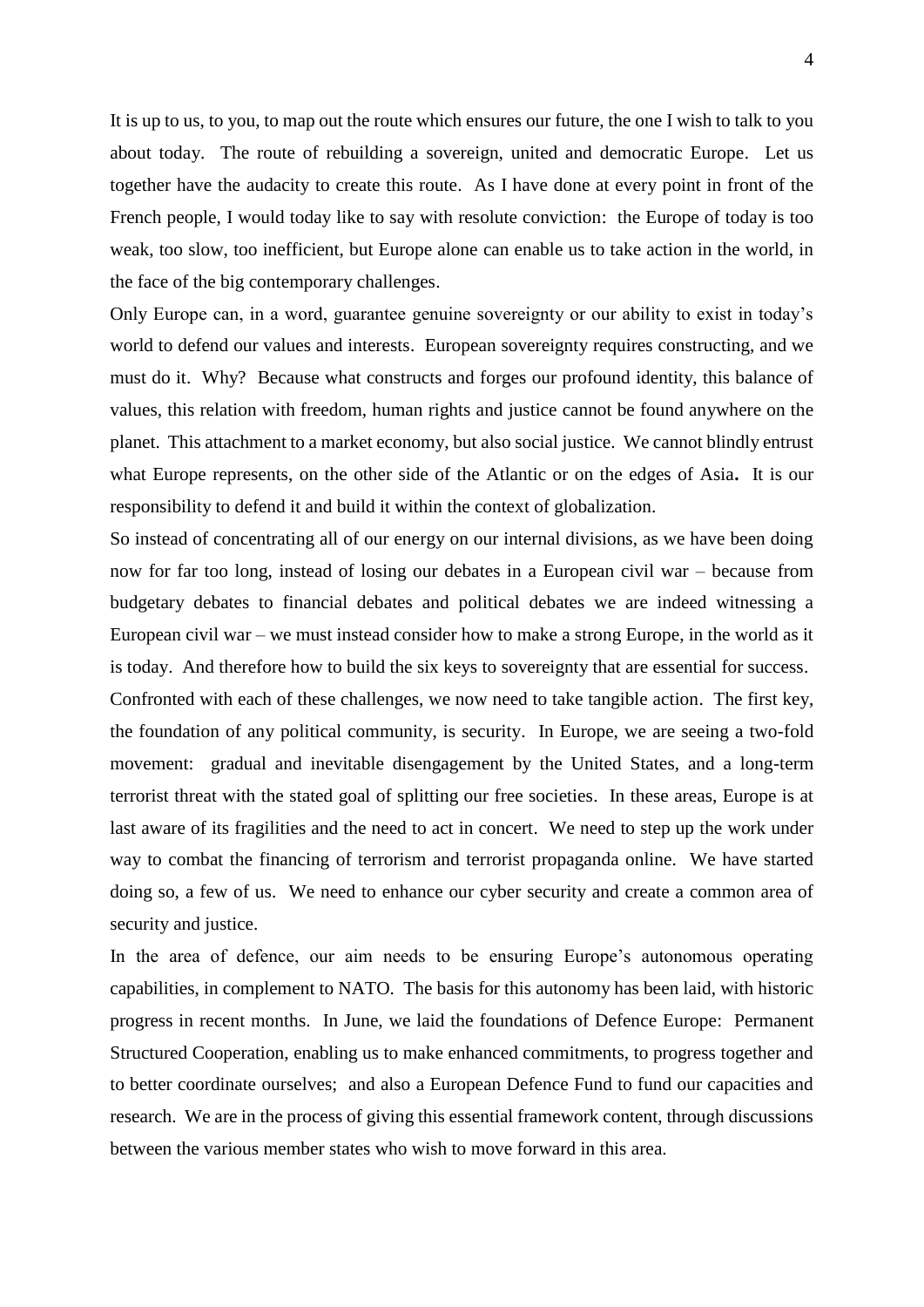It is up to us, to you, to map out the route which ensures our future, the one I wish to talk to you about today. The route of rebuilding a sovereign, united and democratic Europe. Let us together have the audacity to create this route. As I have done at every point in front of the French people, I would today like to say with resolute conviction: the Europe of today is too weak, too slow, too inefficient, but Europe alone can enable us to take action in the world, in the face of the big contemporary challenges.

Only Europe can, in a word, guarantee genuine sovereignty or our ability to exist in today's world to defend our values and interests. European sovereignty requires constructing, and we must do it. Why? Because what constructs and forges our profound identity, this balance of values, this relation with freedom, human rights and justice cannot be found anywhere on the planet. This attachment to a market economy, but also social justice. We cannot blindly entrust what Europe represents, on the other side of the Atlantic or on the edges of Asia**.** It is our responsibility to defend it and build it within the context of globalization.

So instead of concentrating all of our energy on our internal divisions, as we have been doing now for far too long, instead of losing our debates in a European civil war – because from budgetary debates to financial debates and political debates we are indeed witnessing a European civil war – we must instead consider how to make a strong Europe, in the world as it is today. And therefore how to build the six keys to sovereignty that are essential for success.

Confronted with each of these challenges, we now need to take tangible action. The first key, the foundation of any political community, is security. In Europe, we are seeing a two-fold movement: gradual and inevitable disengagement by the United States, and a long-term terrorist threat with the stated goal of splitting our free societies. In these areas, Europe is at last aware of its fragilities and the need to act in concert. We need to step up the work under way to combat the financing of terrorism and terrorist propaganda online. We have started doing so, a few of us. We need to enhance our cyber security and create a common area of security and justice.

In the area of defence, our aim needs to be ensuring Europe's autonomous operating capabilities, in complement to NATO. The basis for this autonomy has been laid, with historic progress in recent months. In June, we laid the foundations of Defence Europe: Permanent Structured Cooperation, enabling us to make enhanced commitments, to progress together and to better coordinate ourselves; and also a European Defence Fund to fund our capacities and research. We are in the process of giving this essential framework content, through discussions between the various member states who wish to move forward in this area.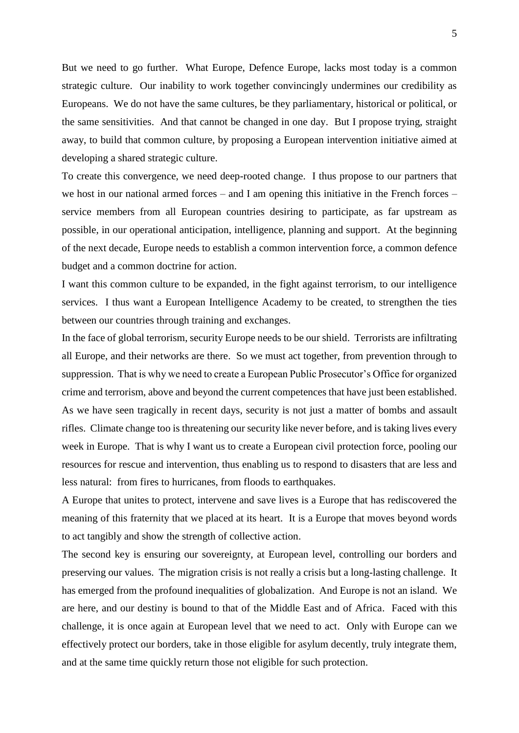But we need to go further. What Europe, Defence Europe, lacks most today is a common strategic culture. Our inability to work together convincingly undermines our credibility as Europeans. We do not have the same cultures, be they parliamentary, historical or political, or the same sensitivities. And that cannot be changed in one day. But I propose trying, straight away, to build that common culture, by proposing a European intervention initiative aimed at developing a shared strategic culture.

To create this convergence, we need deep-rooted change. I thus propose to our partners that we host in our national armed forces – and I am opening this initiative in the French forces – service members from all European countries desiring to participate, as far upstream as possible, in our operational anticipation, intelligence, planning and support. At the beginning of the next decade, Europe needs to establish a common intervention force, a common defence budget and a common doctrine for action.

I want this common culture to be expanded, in the fight against terrorism, to our intelligence services. I thus want a European Intelligence Academy to be created, to strengthen the ties between our countries through training and exchanges.

In the face of global terrorism, security Europe needs to be our shield. Terrorists are infiltrating all Europe, and their networks are there. So we must act together, from prevention through to suppression. That is why we need to create a European Public Prosecutor's Office for organized crime and terrorism, above and beyond the current competences that have just been established.

As we have seen tragically in recent days, security is not just a matter of bombs and assault rifles. Climate change too is threatening our security like never before, and is taking lives every week in Europe. That is why I want us to create a European civil protection force, pooling our resources for rescue and intervention, thus enabling us to respond to disasters that are less and less natural: from fires to hurricanes, from floods to earthquakes.

A Europe that unites to protect, intervene and save lives is a Europe that has rediscovered the meaning of this fraternity that we placed at its heart. It is a Europe that moves beyond words to act tangibly and show the strength of collective action.

The second key is ensuring our sovereignty, at European level, controlling our borders and preserving our values. The migration crisis is not really a crisis but a long-lasting challenge. It has emerged from the profound inequalities of globalization. And Europe is not an island. We are here, and our destiny is bound to that of the Middle East and of Africa. Faced with this challenge, it is once again at European level that we need to act. Only with Europe can we effectively protect our borders, take in those eligible for asylum decently, truly integrate them, and at the same time quickly return those not eligible for such protection.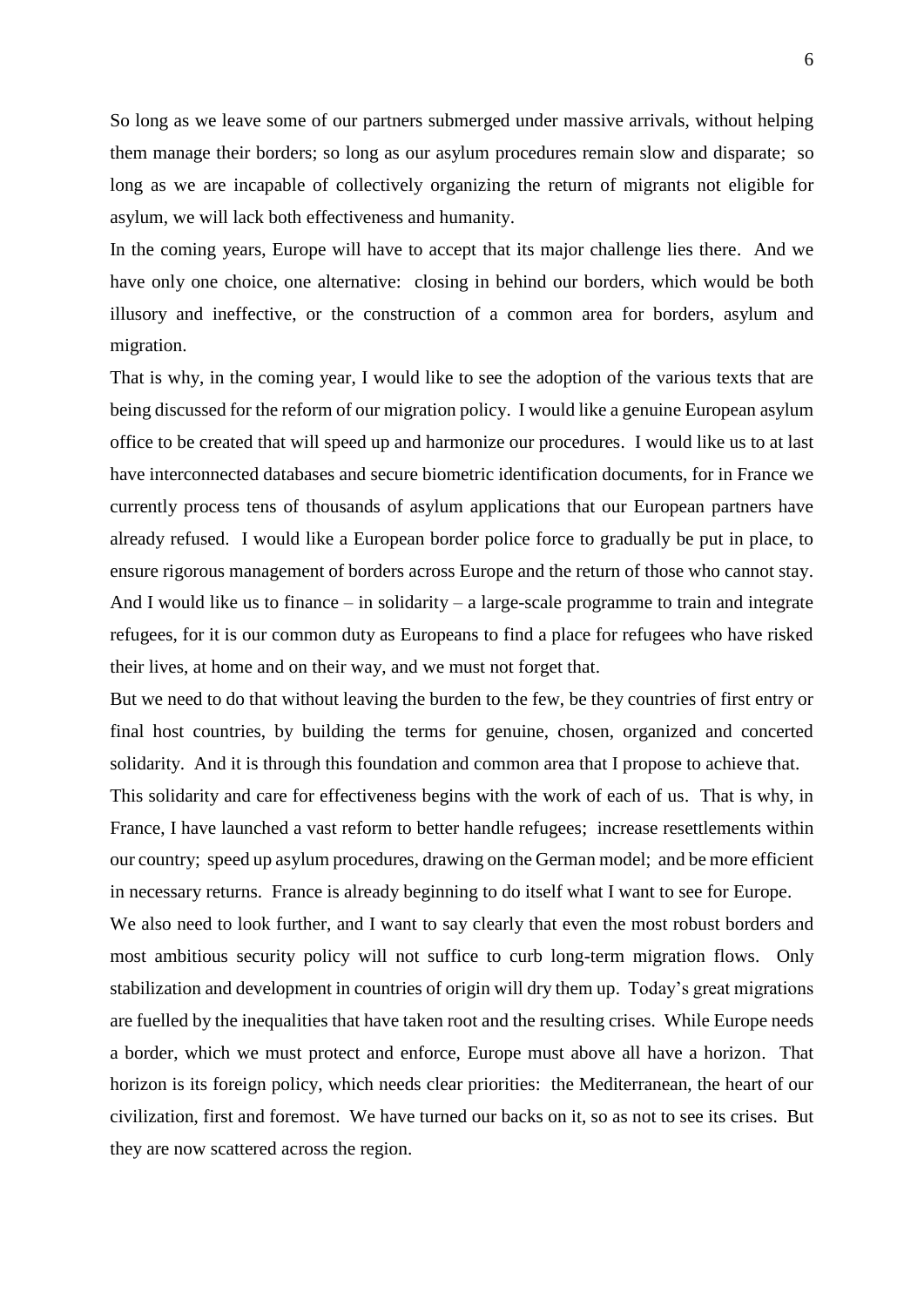So long as we leave some of our partners submerged under massive arrivals, without helping them manage their borders; so long as our asylum procedures remain slow and disparate; so long as we are incapable of collectively organizing the return of migrants not eligible for asylum, we will lack both effectiveness and humanity.

In the coming years, Europe will have to accept that its major challenge lies there. And we have only one choice, one alternative: closing in behind our borders, which would be both illusory and ineffective, or the construction of a common area for borders, asylum and migration.

That is why, in the coming year, I would like to see the adoption of the various texts that are being discussed for the reform of our migration policy. I would like a genuine European asylum office to be created that will speed up and harmonize our procedures. I would like us to at last have interconnected databases and secure biometric identification documents, for in France we currently process tens of thousands of asylum applications that our European partners have already refused. I would like a European border police force to gradually be put in place, to ensure rigorous management of borders across Europe and the return of those who cannot stay. And I would like us to finance – in solidarity – a large-scale programme to train and integrate refugees, for it is our common duty as Europeans to find a place for refugees who have risked their lives, at home and on their way, and we must not forget that.

But we need to do that without leaving the burden to the few, be they countries of first entry or final host countries, by building the terms for genuine, chosen, organized and concerted solidarity. And it is through this foundation and common area that I propose to achieve that.

This solidarity and care for effectiveness begins with the work of each of us. That is why, in France, I have launched a vast reform to better handle refugees; increase resettlements within our country; speed up asylum procedures, drawing on the German model; and be more efficient in necessary returns. France is already beginning to do itself what I want to see for Europe.

We also need to look further, and I want to say clearly that even the most robust borders and most ambitious security policy will not suffice to curb long-term migration flows. Only stabilization and development in countries of origin will dry them up. Today's great migrations are fuelled by the inequalities that have taken root and the resulting crises. While Europe needs a border, which we must protect and enforce, Europe must above all have a horizon. That horizon is its foreign policy, which needs clear priorities: the Mediterranean, the heart of our civilization, first and foremost. We have turned our backs on it, so as not to see its crises. But they are now scattered across the region.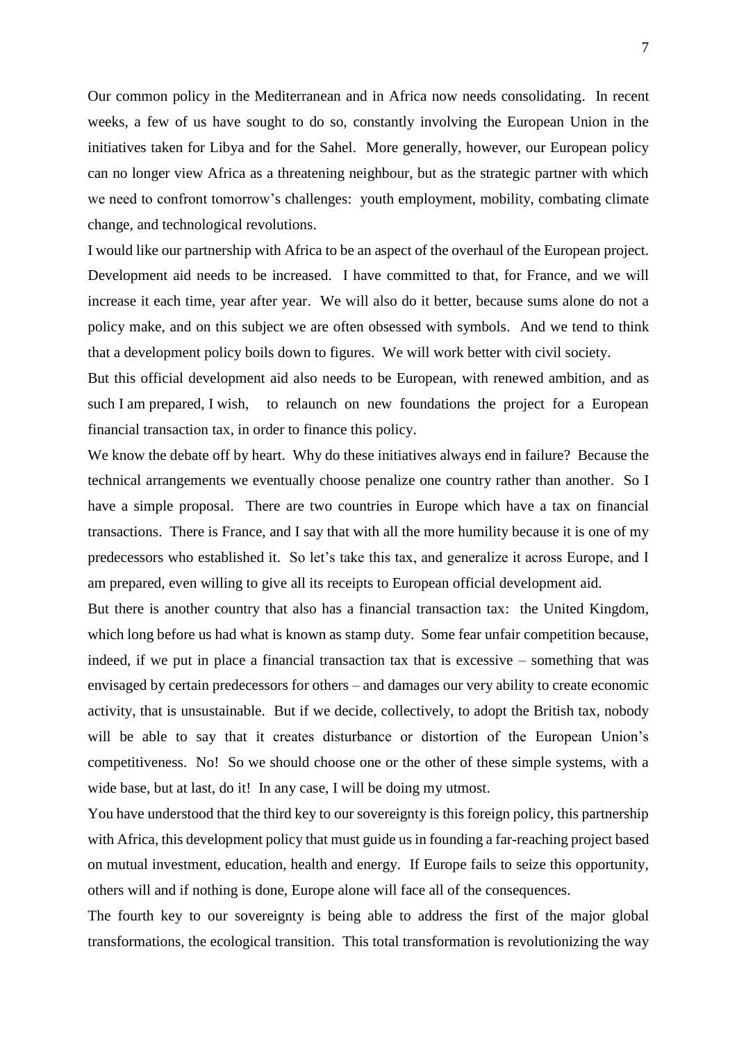Our common policy in the Mediterranean and in Africa now needs consolidating. In recent weeks, a few of us have sought to do so, constantly involving the European Union in the initiatives taken for Libya and for the Sahel. More generally, however, our European policy can no longer view Africa as a threatening neighbour, but as the strategic partner with which we need to confront tomorrow's challenges: youth employment, mobility, combating climate change, and technological revolutions.

I would like our partnership with Africa to be an aspect of the overhaul of the European project. Development aid needs to be increased. I have committed to that, for France, and we will increase it each time, year after year. We will also do it better, because sums alone do not a policy make, and on this subject we are often obsessed with symbols. And we tend to think that a development policy boils down to figures. We will work better with civil society.

But this official development aid also needs to be European, with renewed ambition, and as such I am prepared, I wish, to relaunch on new foundations the project for a European financial transaction tax, in order to finance this policy.

We know the debate off by heart. Why do these initiatives always end in failure? Because the technical arrangements we eventually choose penalize one country rather than another. So I have a simple proposal. There are two countries in Europe which have a tax on financial transactions. There is France, and I say that with all the more humility because it is one of my predecessors who established it. So let's take this tax, and generalize it across Europe, and I am prepared, even willing to give all its receipts to European official development aid.

But there is another country that also has a financial transaction tax: the United Kingdom, which long before us had what is known as stamp duty. Some fear unfair competition because, indeed, if we put in place a financial transaction tax that is excessive – something that was envisaged by certain predecessors for others – and damages our very ability to create economic activity, that is unsustainable. But if we decide, collectively, to adopt the British tax, nobody will be able to say that it creates disturbance or distortion of the European Union's competitiveness. No! So we should choose one or the other of these simple systems, with a wide base, but at last, do it! In any case, I will be doing my utmost.

You have understood that the third key to our sovereignty is this foreign policy, this partnership with Africa, this development policy that must guide us in founding a far-reaching project based on mutual investment, education, health and energy. If Europe fails to seize this opportunity, others will and if nothing is done, Europe alone will face all of the consequences.

The fourth key to our sovereignty is being able to address the first of the major global transformations, the ecological transition. This total transformation is revolutionizing the way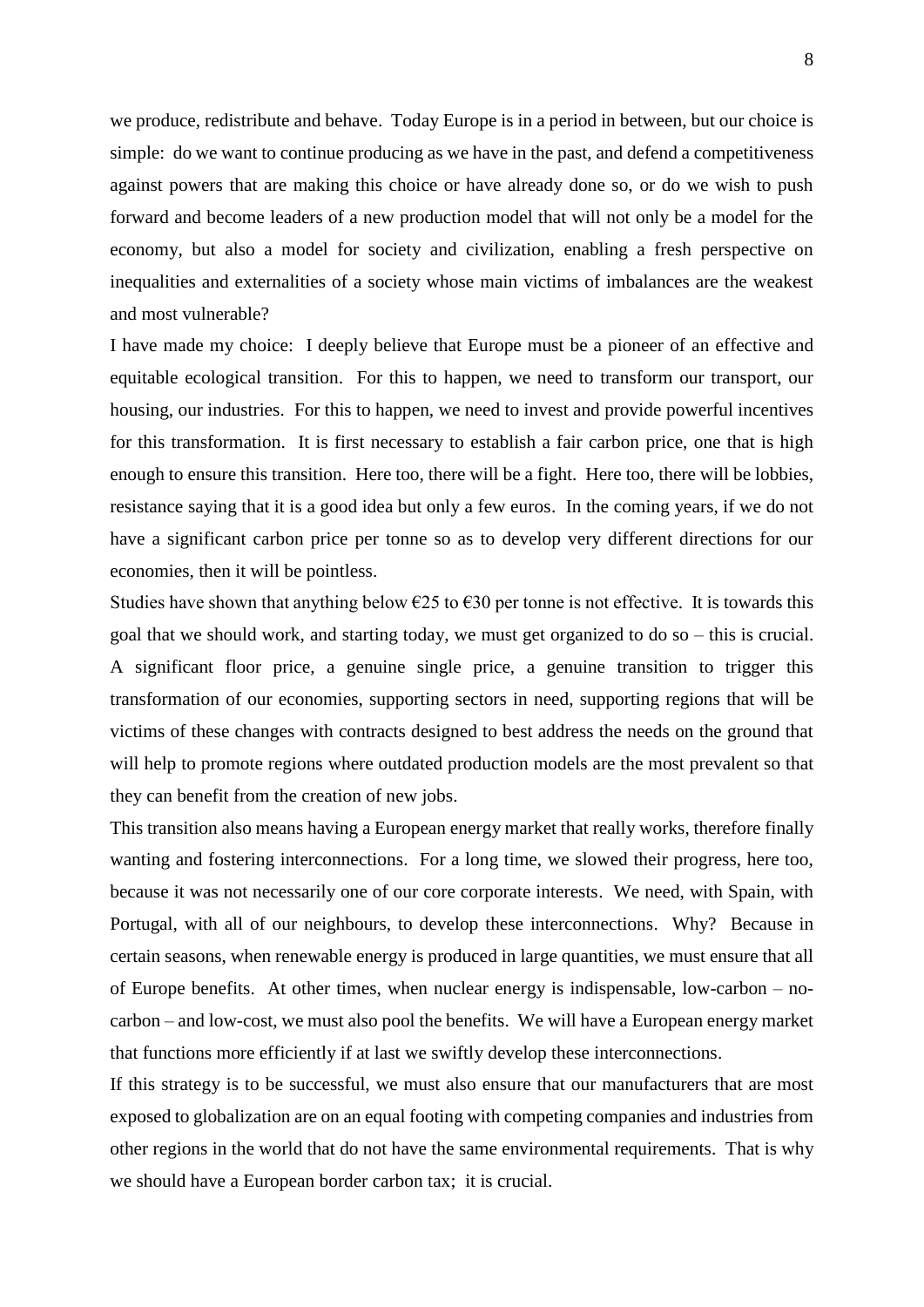we produce, redistribute and behave.  Today Europe is in a period in between, but our choice is simple:  do we want to continue producing as we have in the past, and defend a competitiveness against powers that are making this choice or have already done so, or do we wish to push forward and become leaders of a new production model that will not only be a model for the economy, but also a model for society and civilization, enabling a fresh perspective on inequalities and externalities of a society whose main victims of imbalances are the weakest and most vulnerable?

I have made my choice:  I deeply believe that Europe must be a pioneer of an effective and equitable ecological transition.  For this to happen, we need to transform our transport, our housing, our industries.  For this to happen, we need to invest and provide powerful incentives for this transformation.  It is first necessary to establish a fair carbon price, one that is high enough to ensure this transition.  Here too, there will be a fight.  Here too, there will be lobbies, resistance saying that it is a good idea but only a few euros.  In the coming years, if we do not have a significant carbon price per tonne so as to develop very different directions for our economies, then it will be pointless.

Studies have shown that anything below €25 to €30 per tonne is not effective.  It is towards this goal that we should work, and starting today, we must get organized to do so – this is crucial.  A significant floor price, a genuine single price, a genuine transition to trigger this transformation of our economies, supporting sectors in need, supporting regions that will be victims of these changes with contracts designed to best address the needs on the ground that will help to promote regions where outdated production models are the most prevalent so that they can benefit from the creation of new jobs.

This transition also means having a European energy market that really works, therefore finally wanting and fostering interconnections.  For a long time, we slowed their progress, here too, because it was not necessarily one of our core corporate interests.  We need, with Spain, with Portugal, with all of our neighbours, to develop these interconnections.  Why?  Because in certain seasons, when renewable energy is produced in large quantities, we must ensure that all of Europe benefits.  At other times, when nuclear energy is indispensable, low-carbon – no-carbon – and low-cost, we must also pool the benefits.  We will have a European energy market that functions more efficiently if at last we swiftly develop these interconnections.

If this strategy is to be successful, we must also ensure that our manufacturers that are most exposed to globalization are on an equal footing with competing companies and industries from other regions in the world that do not have the same environmental requirements.  That is why we should have a European border carbon tax;  it is crucial.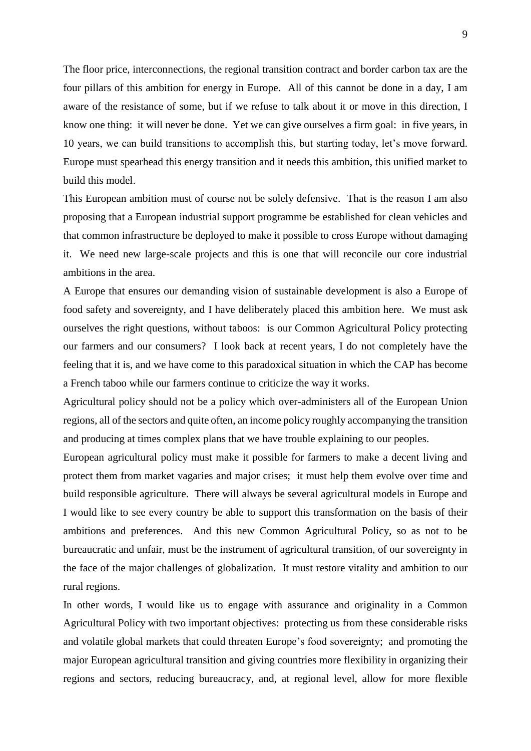The floor price, interconnections, the regional transition contract and border carbon tax are the four pillars of this ambition for energy in Europe. All of this cannot be done in a day, I am aware of the resistance of some, but if we refuse to talk about it or move in this direction, I know one thing: it will never be done. Yet we can give ourselves a firm goal: in five years, in 10 years, we can build transitions to accomplish this, but starting today, let's move forward. Europe must spearhead this energy transition and it needs this ambition, this unified market to build this model.

This European ambition must of course not be solely defensive. That is the reason I am also proposing that a European industrial support programme be established for clean vehicles and that common infrastructure be deployed to make it possible to cross Europe without damaging it. We need new large-scale projects and this is one that will reconcile our core industrial ambitions in the area.

A Europe that ensures our demanding vision of sustainable development is also a Europe of food safety and sovereignty, and I have deliberately placed this ambition here. We must ask ourselves the right questions, without taboos: is our Common Agricultural Policy protecting our farmers and our consumers? I look back at recent years, I do not completely have the feeling that it is, and we have come to this paradoxical situation in which the CAP has become a French taboo while our farmers continue to criticize the way it works.

Agricultural policy should not be a policy which over-administers all of the European Union regions, all of the sectors and quite often, an income policy roughly accompanying the transition and producing at times complex plans that we have trouble explaining to our peoples.

European agricultural policy must make it possible for farmers to make a decent living and protect them from market vagaries and major crises; it must help them evolve over time and build responsible agriculture. There will always be several agricultural models in Europe and I would like to see every country be able to support this transformation on the basis of their ambitions and preferences. And this new Common Agricultural Policy, so as not to be bureaucratic and unfair, must be the instrument of agricultural transition, of our sovereignty in the face of the major challenges of globalization. It must restore vitality and ambition to our rural regions.

In other words, I would like us to engage with assurance and originality in a Common Agricultural Policy with two important objectives: protecting us from these considerable risks and volatile global markets that could threaten Europe's food sovereignty; and promoting the major European agricultural transition and giving countries more flexibility in organizing their regions and sectors, reducing bureaucracy, and, at regional level, allow for more flexible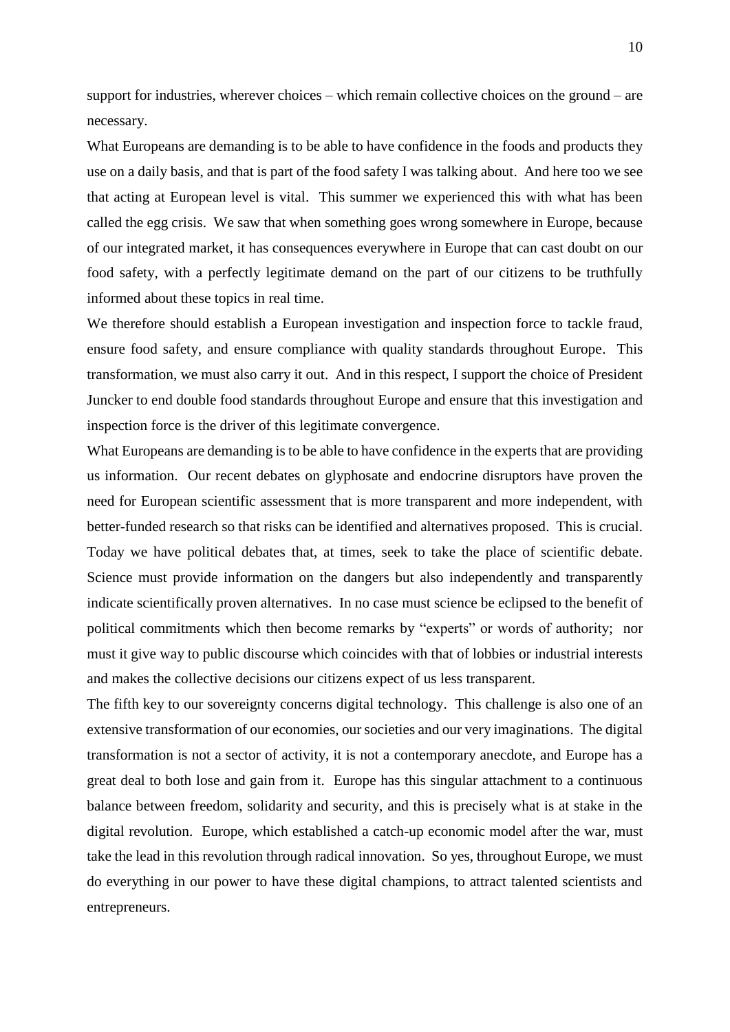support for industries, wherever choices – which remain collective choices on the ground – are necessary.

What Europeans are demanding is to be able to have confidence in the foods and products they use on a daily basis, and that is part of the food safety I was talking about. And here too we see that acting at European level is vital. This summer we experienced this with what has been called the egg crisis. We saw that when something goes wrong somewhere in Europe, because of our integrated market, it has consequences everywhere in Europe that can cast doubt on our food safety, with a perfectly legitimate demand on the part of our citizens to be truthfully informed about these topics in real time.

We therefore should establish a European investigation and inspection force to tackle fraud, ensure food safety, and ensure compliance with quality standards throughout Europe. This transformation, we must also carry it out. And in this respect, I support the choice of President Juncker to end double food standards throughout Europe and ensure that this investigation and inspection force is the driver of this legitimate convergence.

What Europeans are demanding is to be able to have confidence in the experts that are providing us information. Our recent debates on glyphosate and endocrine disruptors have proven the need for European scientific assessment that is more transparent and more independent, with better-funded research so that risks can be identified and alternatives proposed. This is crucial. Today we have political debates that, at times, seek to take the place of scientific debate. Science must provide information on the dangers but also independently and transparently indicate scientifically proven alternatives. In no case must science be eclipsed to the benefit of political commitments which then become remarks by "experts" or words of authority; nor must it give way to public discourse which coincides with that of lobbies or industrial interests and makes the collective decisions our citizens expect of us less transparent.

The fifth key to our sovereignty concerns digital technology. This challenge is also one of an extensive transformation of our economies, our societies and our very imaginations. The digital transformation is not a sector of activity, it is not a contemporary anecdote, and Europe has a great deal to both lose and gain from it. Europe has this singular attachment to a continuous balance between freedom, solidarity and security, and this is precisely what is at stake in the digital revolution. Europe, which established a catch-up economic model after the war, must take the lead in this revolution through radical innovation. So yes, throughout Europe, we must do everything in our power to have these digital champions, to attract talented scientists and entrepreneurs.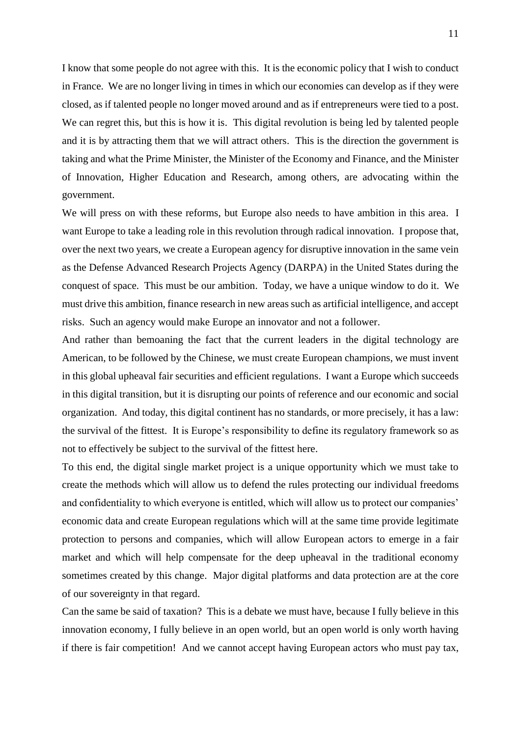I know that some people do not agree with this. It is the economic policy that I wish to conduct in France. We are no longer living in times in which our economies can develop as if they were closed, as if talented people no longer moved around and as if entrepreneurs were tied to a post. We can regret this, but this is how it is. This digital revolution is being led by talented people and it is by attracting them that we will attract others. This is the direction the government is taking and what the Prime Minister, the Minister of the Economy and Finance, and the Minister of Innovation, Higher Education and Research, among others, are advocating within the government.

We will press on with these reforms, but Europe also needs to have ambition in this area. I want Europe to take a leading role in this revolution through radical innovation. I propose that, over the next two years, we create a European agency for disruptive innovation in the same vein as the Defense Advanced Research Projects Agency (DARPA) in the United States during the conquest of space. This must be our ambition. Today, we have a unique window to do it. We must drive this ambition, finance research in new areas such as artificial intelligence, and accept risks. Such an agency would make Europe an innovator and not a follower.

And rather than bemoaning the fact that the current leaders in the digital technology are American, to be followed by the Chinese, we must create European champions, we must invent in this global upheaval fair securities and efficient regulations. I want a Europe which succeeds in this digital transition, but it is disrupting our points of reference and our economic and social organization. And today, this digital continent has no standards, or more precisely, it has a law: the survival of the fittest. It is Europe's responsibility to define its regulatory framework so as not to effectively be subject to the survival of the fittest here.

To this end, the digital single market project is a unique opportunity which we must take to create the methods which will allow us to defend the rules protecting our individual freedoms and confidentiality to which everyone is entitled, which will allow us to protect our companies' economic data and create European regulations which will at the same time provide legitimate protection to persons and companies, which will allow European actors to emerge in a fair market and which will help compensate for the deep upheaval in the traditional economy sometimes created by this change. Major digital platforms and data protection are at the core of our sovereignty in that regard.

Can the same be said of taxation? This is a debate we must have, because I fully believe in this innovation economy, I fully believe in an open world, but an open world is only worth having if there is fair competition! And we cannot accept having European actors who must pay tax,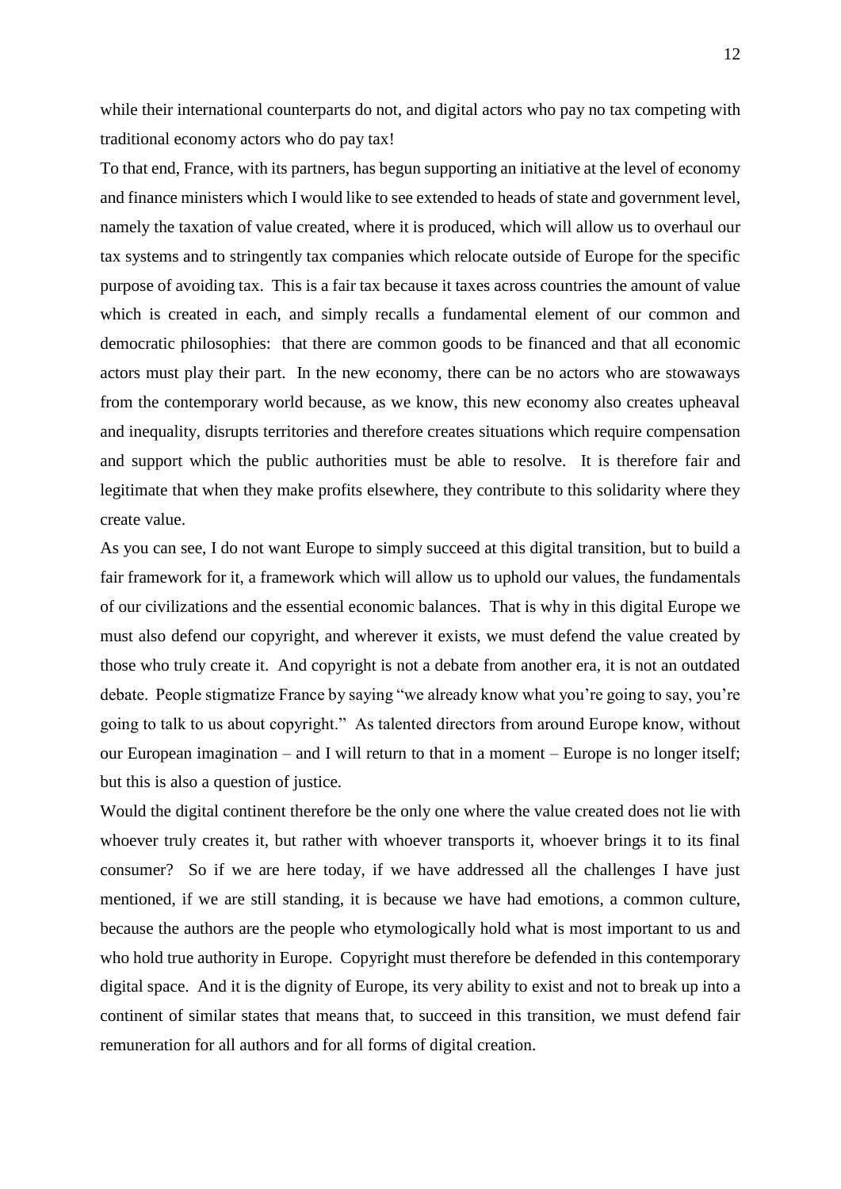while their international counterparts do not, and digital actors who pay no tax competing with traditional economy actors who do pay tax!

To that end, France, with its partners, has begun supporting an initiative at the level of economy and finance ministers which I would like to see extended to heads of state and government level, namely the taxation of value created, where it is produced, which will allow us to overhaul our tax systems and to stringently tax companies which relocate outside of Europe for the specific purpose of avoiding tax. This is a fair tax because it taxes across countries the amount of value which is created in each, and simply recalls a fundamental element of our common and democratic philosophies: that there are common goods to be financed and that all economic actors must play their part. In the new economy, there can be no actors who are stowaways from the contemporary world because, as we know, this new economy also creates upheaval and inequality, disrupts territories and therefore creates situations which require compensation and support which the public authorities must be able to resolve. It is therefore fair and legitimate that when they make profits elsewhere, they contribute to this solidarity where they create value.

As you can see, I do not want Europe to simply succeed at this digital transition, but to build a fair framework for it, a framework which will allow us to uphold our values, the fundamentals of our civilizations and the essential economic balances. That is why in this digital Europe we must also defend our copyright, and wherever it exists, we must defend the value created by those who truly create it. And copyright is not a debate from another era, it is not an outdated debate. People stigmatize France by saying "we already know what you're going to say, you're going to talk to us about copyright." As talented directors from around Europe know, without our European imagination – and I will return to that in a moment – Europe is no longer itself; but this is also a question of justice.

Would the digital continent therefore be the only one where the value created does not lie with whoever truly creates it, but rather with whoever transports it, whoever brings it to its final consumer? So if we are here today, if we have addressed all the challenges I have just mentioned, if we are still standing, it is because we have had emotions, a common culture, because the authors are the people who etymologically hold what is most important to us and who hold true authority in Europe. Copyright must therefore be defended in this contemporary digital space. And it is the dignity of Europe, its very ability to exist and not to break up into a continent of similar states that means that, to succeed in this transition, we must defend fair remuneration for all authors and for all forms of digital creation.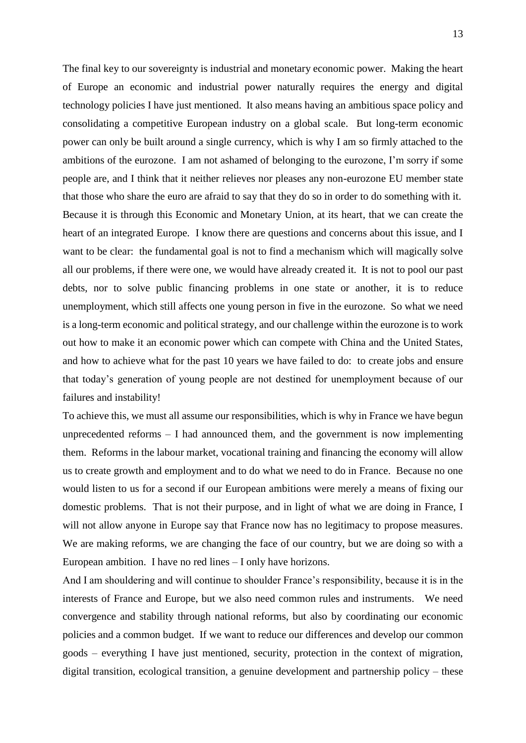The final key to our sovereignty is industrial and monetary economic power. Making the heart of Europe an economic and industrial power naturally requires the energy and digital technology policies I have just mentioned. It also means having an ambitious space policy and consolidating a competitive European industry on a global scale. But long-term economic power can only be built around a single currency, which is why I am so firmly attached to the ambitions of the eurozone. I am not ashamed of belonging to the eurozone, I'm sorry if some people are, and I think that it neither relieves nor pleases any non-eurozone EU member state that those who share the euro are afraid to say that they do so in order to do something with it. Because it is through this Economic and Monetary Union, at its heart, that we can create the heart of an integrated Europe. I know there are questions and concerns about this issue, and I want to be clear: the fundamental goal is not to find a mechanism which will magically solve all our problems, if there were one, we would have already created it. It is not to pool our past debts, nor to solve public financing problems in one state or another, it is to reduce unemployment, which still affects one young person in five in the eurozone. So what we need is a long-term economic and political strategy, and our challenge within the eurozone is to work out how to make it an economic power which can compete with China and the United States, and how to achieve what for the past 10 years we have failed to do: to create jobs and ensure that today's generation of young people are not destined for unemployment because of our failures and instability!

To achieve this, we must all assume our responsibilities, which is why in France we have begun unprecedented reforms – I had announced them, and the government is now implementing them. Reforms in the labour market, vocational training and financing the economy will allow us to create growth and employment and to do what we need to do in France. Because no one would listen to us for a second if our European ambitions were merely a means of fixing our domestic problems. That is not their purpose, and in light of what we are doing in France, I will not allow anyone in Europe say that France now has no legitimacy to propose measures. We are making reforms, we are changing the face of our country, but we are doing so with a European ambition. I have no red lines – I only have horizons.

And I am shouldering and will continue to shoulder France's responsibility, because it is in the interests of France and Europe, but we also need common rules and instruments. We need convergence and stability through national reforms, but also by coordinating our economic policies and a common budget. If we want to reduce our differences and develop our common goods – everything I have just mentioned, security, protection in the context of migration, digital transition, ecological transition, a genuine development and partnership policy – these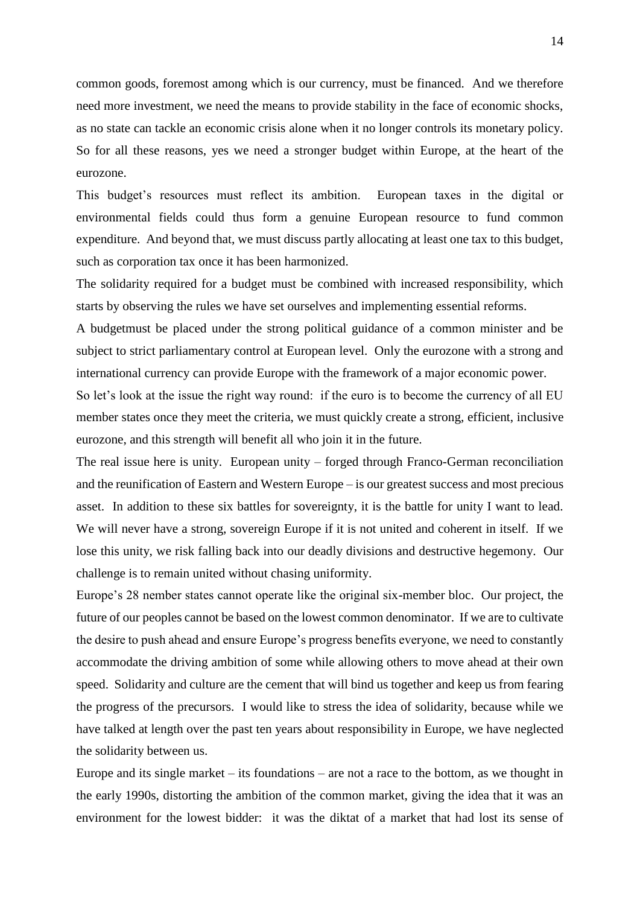common goods, foremost among which is our currency, must be financed. And we therefore need more investment, we need the means to provide stability in the face of economic shocks, as no state can tackle an economic crisis alone when it no longer controls its monetary policy. So for all these reasons, yes we need a stronger budget within Europe, at the heart of the eurozone.

This budget's resources must reflect its ambition. European taxes in the digital or environmental fields could thus form a genuine European resource to fund common expenditure. And beyond that, we must discuss partly allocating at least one tax to this budget, such as corporation tax once it has been harmonized.

The solidarity required for a budget must be combined with increased responsibility, which starts by observing the rules we have set ourselves and implementing essential reforms.

A budgetmust be placed under the strong political guidance of a common minister and be subject to strict parliamentary control at European level. Only the eurozone with a strong and international currency can provide Europe with the framework of a major economic power.

So let's look at the issue the right way round: if the euro is to become the currency of all EU member states once they meet the criteria, we must quickly create a strong, efficient, inclusive eurozone, and this strength will benefit all who join it in the future.

The real issue here is unity. European unity – forged through Franco-German reconciliation and the reunification of Eastern and Western Europe – is our greatest success and most precious asset. In addition to these six battles for sovereignty, it is the battle for unity I want to lead. We will never have a strong, sovereign Europe if it is not united and coherent in itself. If we lose this unity, we risk falling back into our deadly divisions and destructive hegemony. Our challenge is to remain united without chasing uniformity.

Europe's 28 member states cannot operate like the original six-member bloc. Our project, the future of our peoples cannot be based on the lowest common denominator. If we are to cultivate the desire to push ahead and ensure Europe's progress benefits everyone, we need to constantly accommodate the driving ambition of some while allowing others to move ahead at their own speed. Solidarity and culture are the cement that will bind us together and keep us from fearing the progress of the precursors. I would like to stress the idea of solidarity, because while we have talked at length over the past ten years about responsibility in Europe, we have neglected the solidarity between us.

Europe and its single market – its foundations – are not a race to the bottom, as we thought in the early 1990s, distorting the ambition of the common market, giving the idea that it was an environment for the lowest bidder: it was the diktat of a market that had lost its sense of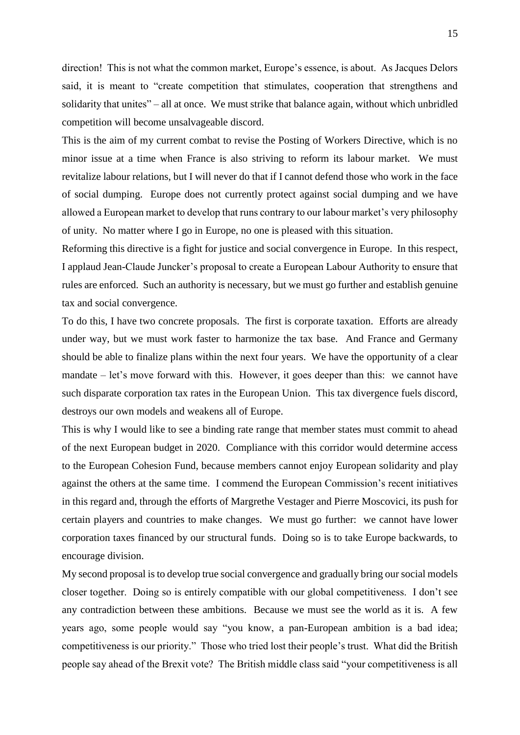direction! This is not what the common market, Europe's essence, is about. As Jacques Delors said, it is meant to "create competition that stimulates, cooperation that strengthens and solidarity that unites" – all at once. We must strike that balance again, without which unbridled competition will become unsalvageable discord.

This is the aim of my current combat to revise the Posting of Workers Directive, which is no minor issue at a time when France is also striving to reform its labour market. We must revitalize labour relations, but I will never do that if I cannot defend those who work in the face of social dumping. Europe does not currently protect against social dumping and we have allowed a European market to develop that runs contrary to our labour market's very philosophy of unity. No matter where I go in Europe, no one is pleased with this situation.

Reforming this directive is a fight for justice and social convergence in Europe. In this respect, I applaud Jean-Claude Juncker's proposal to create a European Labour Authority to ensure that rules are enforced. Such an authority is necessary, but we must go further and establish genuine tax and social convergence.

To do this, I have two concrete proposals. The first is corporate taxation. Efforts are already under way, but we must work faster to harmonize the tax base. And France and Germany should be able to finalize plans within the next four years. We have the opportunity of a clear mandate – let's move forward with this. However, it goes deeper than this: we cannot have such disparate corporation tax rates in the European Union. This tax divergence fuels discord, destroys our own models and weakens all of Europe.

This is why I would like to see a binding rate range that member states must commit to ahead of the next European budget in 2020. Compliance with this corridor would determine access to the European Cohesion Fund, because members cannot enjoy European solidarity and play against the others at the same time. I commend the European Commission's recent initiatives in this regard and, through the efforts of Margrethe Vestager and Pierre Moscovici, its push for certain players and countries to make changes. We must go further: we cannot have lower corporation taxes financed by our structural funds. Doing so is to take Europe backwards, to encourage division.

My second proposal is to develop true social convergence and gradually bring our social models closer together. Doing so is entirely compatible with our global competitiveness. I don't see any contradiction between these ambitions. Because we must see the world as it is. A few years ago, some people would say "you know, a pan-European ambition is a bad idea; competitiveness is our priority." Those who tried lost their people's trust. What did the British people say ahead of the Brexit vote? The British middle class said "your competitiveness is all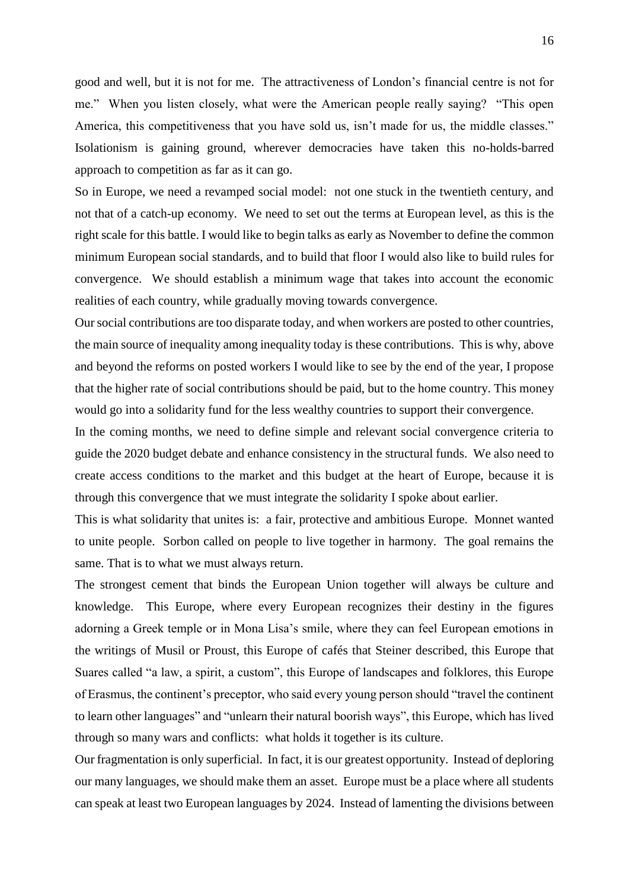good and well, but it is not for me. The attractiveness of London's financial centre is not for me." When you listen closely, what were the American people really saying? "This open America, this competitiveness that you have sold us, isn't made for us, the middle classes." Isolationism is gaining ground, wherever democracies have taken this no-holds-barred approach to competition as far as it can go.

So in Europe, we need a revamped social model: not one stuck in the twentieth century, and not that of a catch-up economy. We need to set out the terms at European level, as this is the right scale for this battle. I would like to begin talks as early as November to define the common minimum European social standards, and to build that floor I would also like to build rules for convergence. We should establish a minimum wage that takes into account the economic realities of each country, while gradually moving towards convergence.

Our social contributions are too disparate today, and when workers are posted to other countries, the main source of inequality among inequality today is these contributions. This is why, above and beyond the reforms on posted workers I would like to see by the end of the year, I propose that the higher rate of social contributions should be paid, but to the home country. This money would go into a solidarity fund for the less wealthy countries to support their convergence.

In the coming months, we need to define simple and relevant social convergence criteria to guide the 2020 budget debate and enhance consistency in the structural funds. We also need to create access conditions to the market and this budget at the heart of Europe, because it is through this convergence that we must integrate the solidarity I spoke about earlier.

This is what solidarity that unites is: a fair, protective and ambitious Europe. Monnet wanted to unite people. Sorbon called on people to live together in harmony. The goal remains the same. That is to what we must always return.

The strongest cement that binds the European Union together will always be culture and knowledge. This Europe, where every European recognizes their destiny in the figures adorning a Greek temple or in Mona Lisa's smile, where they can feel European emotions in the writings of Musil or Proust, this Europe of cafés that Steiner described, this Europe that Suares called "a law, a spirit, a custom", this Europe of landscapes and folklores, this Europe of Erasmus, the continent's preceptor, who said every young person should "travel the continent to learn other languages" and "unlearn their natural boorish ways", this Europe, which has lived through so many wars and conflicts: what holds it together is its culture.

Our fragmentation is only superficial. In fact, it is our greatest opportunity. Instead of deploring our many languages, we should make them an asset. Europe must be a place where all students can speak at least two European languages by 2024. Instead of lamenting the divisions between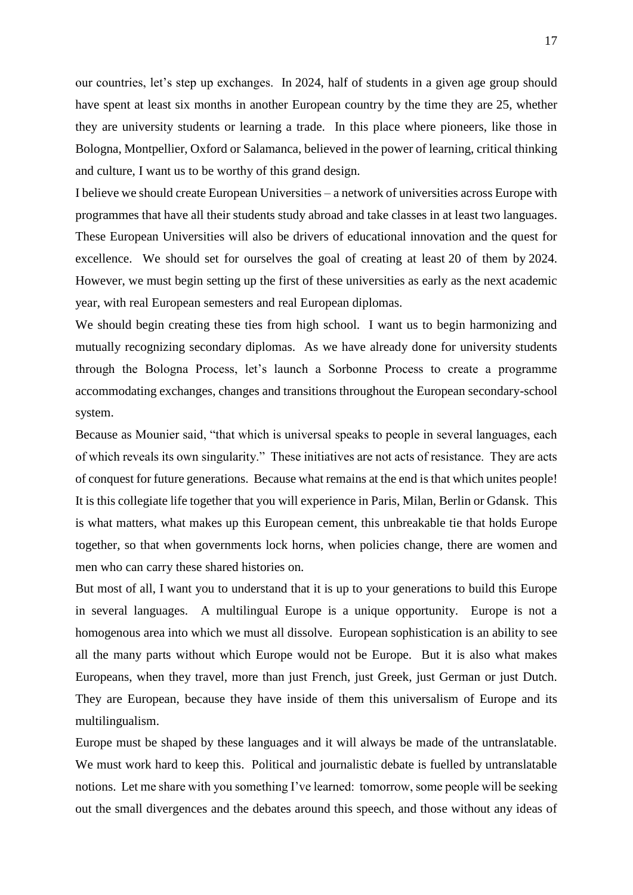our countries, let's step up exchanges. In 2024, half of students in a given age group should have spent at least six months in another European country by the time they are 25, whether they are university students or learning a trade. In this place where pioneers, like those in Bologna, Montpellier, Oxford or Salamanca, believed in the power of learning, critical thinking and culture, I want us to be worthy of this grand design.

I believe we should create European Universities – a network of universities across Europe with programmes that have all their students study abroad and take classes in at least two languages. These European Universities will also be drivers of educational innovation and the quest for excellence. We should set for ourselves the goal of creating at least 20 of them by 2024. However, we must begin setting up the first of these universities as early as the next academic year, with real European semesters and real European diplomas.

We should begin creating these ties from high school. I want us to begin harmonizing and mutually recognizing secondary diplomas. As we have already done for university students through the Bologna Process, let's launch a Sorbonne Process to create a programme accommodating exchanges, changes and transitions throughout the European secondary-school system.

Because as Mounier said, "that which is universal speaks to people in several languages, each of which reveals its own singularity." These initiatives are not acts of resistance. They are acts of conquest for future generations. Because what remains at the end is that which unites people! It is this collegiate life together that you will experience in Paris, Milan, Berlin or Gdansk. This is what matters, what makes up this European cement, this unbreakable tie that holds Europe together, so that when governments lock horns, when policies change, there are women and men who can carry these shared histories on.

But most of all, I want you to understand that it is up to your generations to build this Europe in several languages. A multilingual Europe is a unique opportunity. Europe is not a homogenous area into which we must all dissolve. European sophistication is an ability to see all the many parts without which Europe would not be Europe. But it is also what makes Europeans, when they travel, more than just French, just Greek, just German or just Dutch. They are European, because they have inside of them this universalism of Europe and its multilingualism.

Europe must be shaped by these languages and it will always be made of the untranslatable. We must work hard to keep this. Political and journalistic debate is fuelled by untranslatable notions. Let me share with you something I've learned: tomorrow, some people will be seeking out the small divergences and the debates around this speech, and those without any ideas of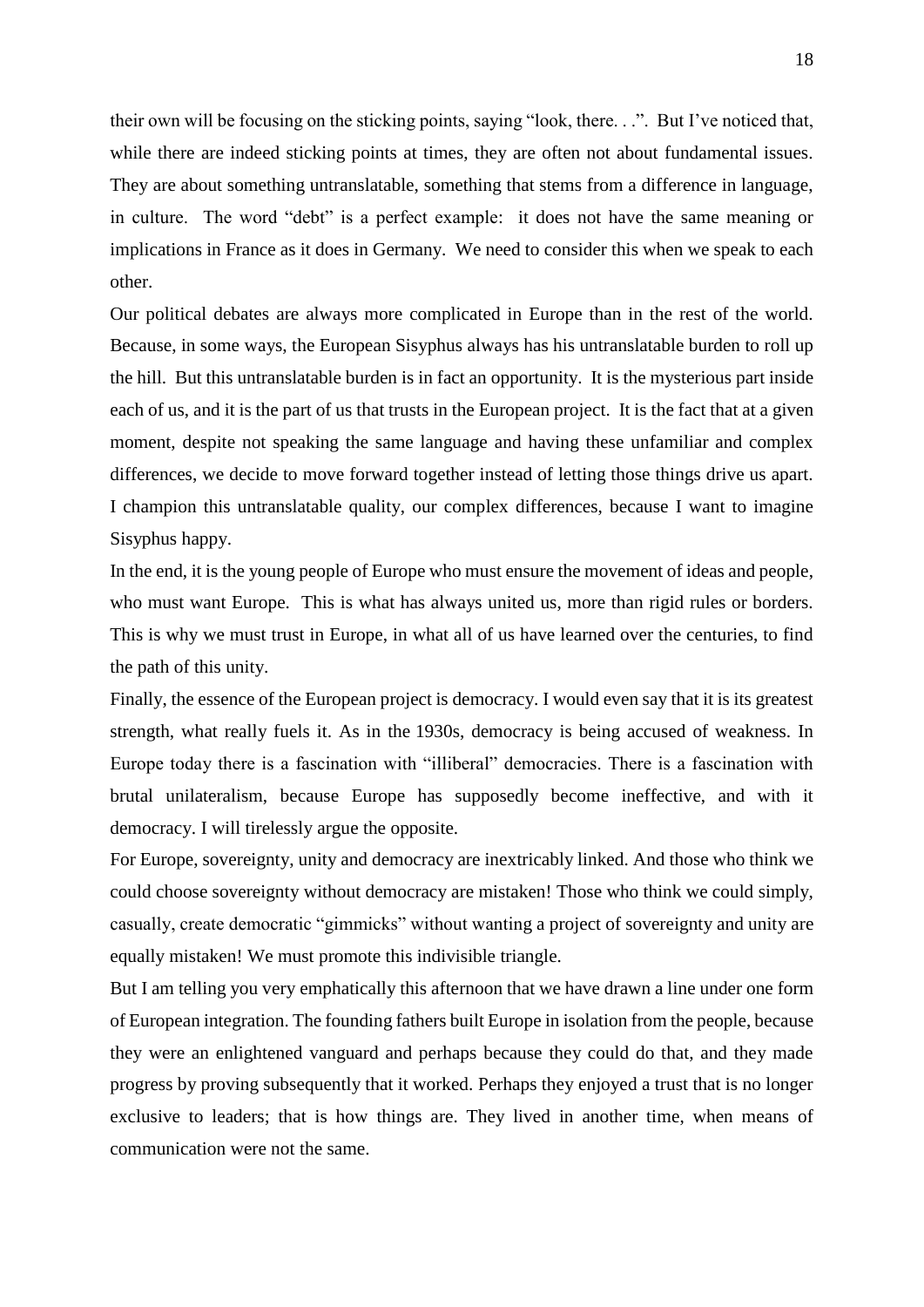their own will be focusing on the sticking points, saying "look, there. . .". But I've noticed that, while there are indeed sticking points at times, they are often not about fundamental issues. They are about something untranslatable, something that stems from a difference in language, in culture. The word "debt" is a perfect example: it does not have the same meaning or implications in France as it does in Germany. We need to consider this when we speak to each other.

Our political debates are always more complicated in Europe than in the rest of the world. Because, in some ways, the European Sisyphus always has his untranslatable burden to roll up the hill. But this untranslatable burden is in fact an opportunity. It is the mysterious part inside each of us, and it is the part of us that trusts in the European project. It is the fact that at a given moment, despite not speaking the same language and having these unfamiliar and complex differences, we decide to move forward together instead of letting those things drive us apart. I champion this untranslatable quality, our complex differences, because I want to imagine Sisyphus happy.

In the end, it is the young people of Europe who must ensure the movement of ideas and people, who must want Europe. This is what has always united us, more than rigid rules or borders. This is why we must trust in Europe, in what all of us have learned over the centuries, to find the path of this unity.

Finally, the essence of the European project is democracy. I would even say that it is its greatest strength, what really fuels it. As in the 1930s, democracy is being accused of weakness. In Europe today there is a fascination with "illiberal" democracies. There is a fascination with brutal unilateralism, because Europe has supposedly become ineffective, and with it democracy. I will tirelessly argue the opposite.

For Europe, sovereignty, unity and democracy are inextricably linked. And those who think we could choose sovereignty without democracy are mistaken! Those who think we could simply, casually, create democratic "gimmicks" without wanting a project of sovereignty and unity are equally mistaken! We must promote this indivisible triangle.

But I am telling you very emphatically this afternoon that we have drawn a line under one form of European integration. The founding fathers built Europe in isolation from the people, because they were an enlightened vanguard and perhaps because they could do that, and they made progress by proving subsequently that it worked. Perhaps they enjoyed a trust that is no longer exclusive to leaders; that is how things are. They lived in another time, when means of communication were not the same.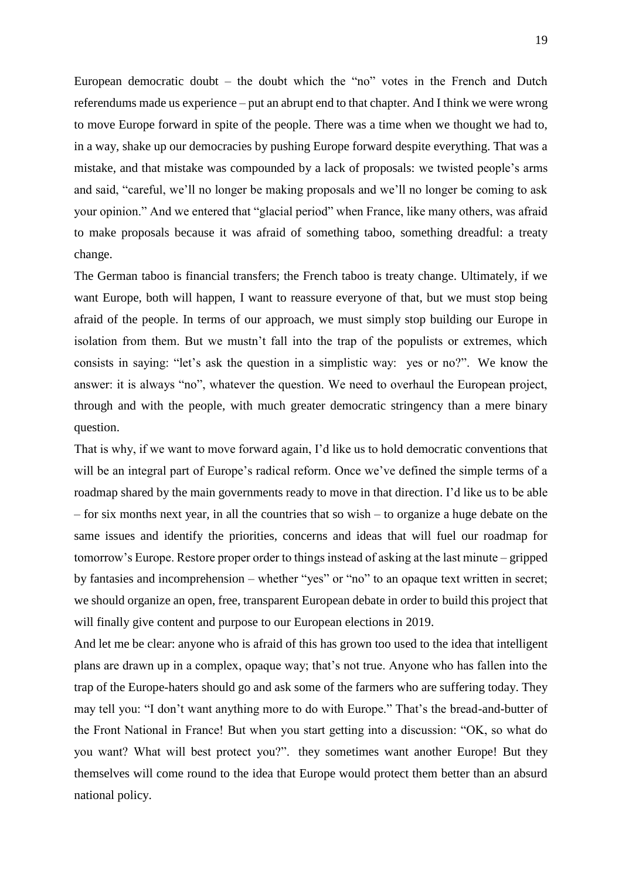European democratic doubt – the doubt which the "no" votes in the French and Dutch referendums made us experience – put an abrupt end to that chapter. And I think we were wrong to move Europe forward in spite of the people. There was a time when we thought we had to, in a way, shake up our democracies by pushing Europe forward despite everything. That was a mistake, and that mistake was compounded by a lack of proposals: we twisted people's arms and said, "careful, we'll no longer be making proposals and we'll no longer be coming to ask your opinion." And we entered that "glacial period" when France, like many others, was afraid to make proposals because it was afraid of something taboo, something dreadful: a treaty change.

The German taboo is financial transfers; the French taboo is treaty change. Ultimately, if we want Europe, both will happen, I want to reassure everyone of that, but we must stop being afraid of the people. In terms of our approach, we must simply stop building our Europe in isolation from them. But we mustn't fall into the trap of the populists or extremes, which consists in saying: "let's ask the question in a simplistic way: yes or no?". We know the answer: it is always "no", whatever the question. We need to overhaul the European project, through and with the people, with much greater democratic stringency than a mere binary question.

That is why, if we want to move forward again, I'd like us to hold democratic conventions that will be an integral part of Europe's radical reform. Once we've defined the simple terms of a roadmap shared by the main governments ready to move in that direction. I'd like us to be able – for six months next year, in all the countries that so wish – to organize a huge debate on the same issues and identify the priorities, concerns and ideas that will fuel our roadmap for tomorrow's Europe. Restore proper order to things instead of asking at the last minute – gripped by fantasies and incomprehension – whether "yes" or "no" to an opaque text written in secret; we should organize an open, free, transparent European debate in order to build this project that will finally give content and purpose to our European elections in 2019.

And let me be clear: anyone who is afraid of this has grown too used to the idea that intelligent plans are drawn up in a complex, opaque way; that's not true. Anyone who has fallen into the trap of the Europe-haters should go and ask some of the farmers who are suffering today. They may tell you: "I don't want anything more to do with Europe." That's the bread-and-butter of the Front National in France! But when you start getting into a discussion: "OK, so what do you want? What will best protect you?". they sometimes want another Europe! But they themselves will come round to the idea that Europe would protect them better than an absurd national policy.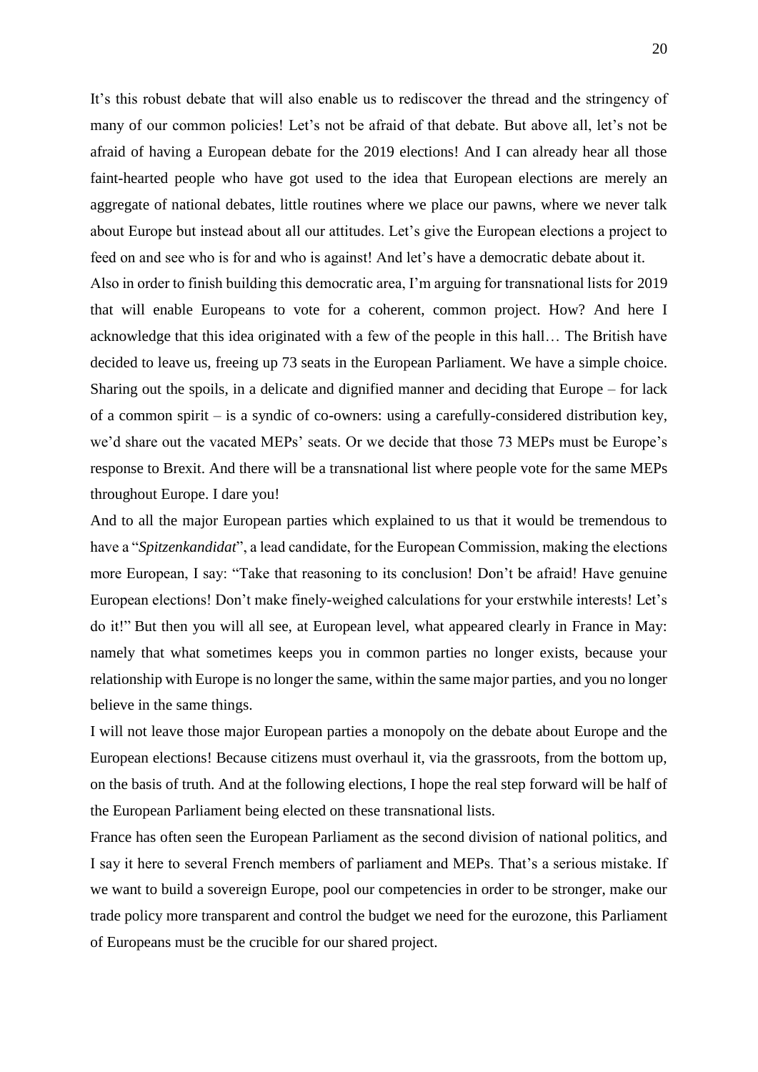It’s this robust debate that will also enable us to rediscover the thread and the stringency of many of our common policies! Let’s not be afraid of that debate. But above all, let’s not be afraid of having a European debate for the 2019 elections! And I can already hear all those faint-hearted people who have got used to the idea that European elections are merely an aggregate of national debates, little routines where we place our pawns, where we never talk about Europe but instead about all our attitudes. Let’s give the European elections a project to feed on and see who is for and who is against! And let’s have a democratic debate about it.

Also in order to finish building this democratic area, I’m arguing for transnational lists for 2019 that will enable Europeans to vote for a coherent, common project. How? And here I acknowledge that this idea originated with a few of the people in this hall… The British have decided to leave us, freeing up 73 seats in the European Parliament. We have a simple choice. Sharing out the spoils, in a delicate and dignified manner and deciding that Europe – for lack of a common spirit – is a syndic of co-owners: using a carefully-considered distribution key, we’d share out the vacated MEPs’ seats. Or we decide that those 73 MEPs must be Europe’s response to Brexit. And there will be a transnational list where people vote for the same MEPs throughout Europe. I dare you!

And to all the major European parties which explained to us that it would be tremendous to have a “*Spitzenkandidat*”, a lead candidate, for the European Commission, making the elections more European, I say: “Take that reasoning to its conclusion! Don’t be afraid! Have genuine European elections! Don’t make finely-weighed calculations for your erstwhile interests! Let’s do it!” But then you will all see, at European level, what appeared clearly in France in May: namely that what sometimes keeps you in common parties no longer exists, because your relationship with Europe is no longer the same, within the same major parties, and you no longer believe in the same things.

I will not leave those major European parties a monopoly on the debate about Europe and the European elections! Because citizens must overhaul it, via the grassroots, from the bottom up, on the basis of truth. And at the following elections, I hope the real step forward will be half of the European Parliament being elected on these transnational lists.

France has often seen the European Parliament as the second division of national politics, and I say it here to several French members of parliament and MEPs. That’s a serious mistake. If we want to build a sovereign Europe, pool our competencies in order to be stronger, make our trade policy more transparent and control the budget we need for the eurozone, this Parliament of Europeans must be the crucible for our shared project.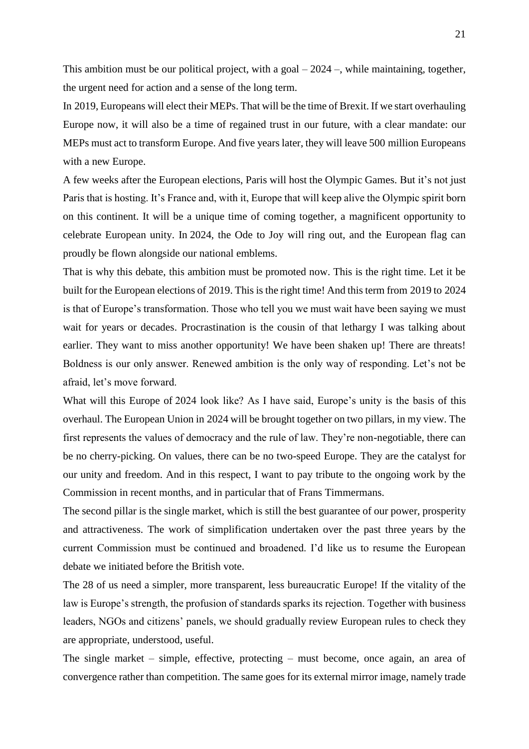This ambition must be our political project, with a goal – 2024 –, while maintaining, together, the urgent need for action and a sense of the long term.

In 2019, Europeans will elect their MEPs. That will be the time of Brexit. If we start overhauling Europe now, it will also be a time of regained trust in our future, with a clear mandate: our MEPs must act to transform Europe. And five years later, they will leave 500 million Europeans with a new Europe.

A few weeks after the European elections, Paris will host the Olympic Games. But it's not just Paris that is hosting. It's France and, with it, Europe that will keep alive the Olympic spirit born on this continent. It will be a unique time of coming together, a magnificent opportunity to celebrate European unity. In 2024, the Ode to Joy will ring out, and the European flag can proudly be flown alongside our national emblems.

That is why this debate, this ambition must be promoted now. This is the right time. Let it be built for the European elections of 2019. This is the right time! And this term from 2019 to 2024 is that of Europe's transformation. Those who tell you we must wait have been saying we must wait for years or decades. Procrastination is the cousin of that lethargy I was talking about earlier. They want to miss another opportunity! We have been shaken up! There are threats! Boldness is our only answer. Renewed ambition is the only way of responding. Let's not be afraid, let's move forward.

What will this Europe of 2024 look like? As I have said, Europe's unity is the basis of this overhaul. The European Union in 2024 will be brought together on two pillars, in my view. The first represents the values of democracy and the rule of law. They're non-negotiable, there can be no cherry-picking. On values, there can be no two-speed Europe. They are the catalyst for our unity and freedom. And in this respect, I want to pay tribute to the ongoing work by the Commission in recent months, and in particular that of Frans Timmermans.

The second pillar is the single market, which is still the best guarantee of our power, prosperity and attractiveness. The work of simplification undertaken over the past three years by the current Commission must be continued and broadened. I'd like us to resume the European debate we initiated before the British vote.

The 28 of us need a simpler, more transparent, less bureaucratic Europe! If the vitality of the law is Europe's strength, the profusion of standards sparks its rejection. Together with business leaders, NGOs and citizens' panels, we should gradually review European rules to check they are appropriate, understood, useful.

The single market – simple, effective, protecting – must become, once again, an area of convergence rather than competition. The same goes for its external mirror image, namely trade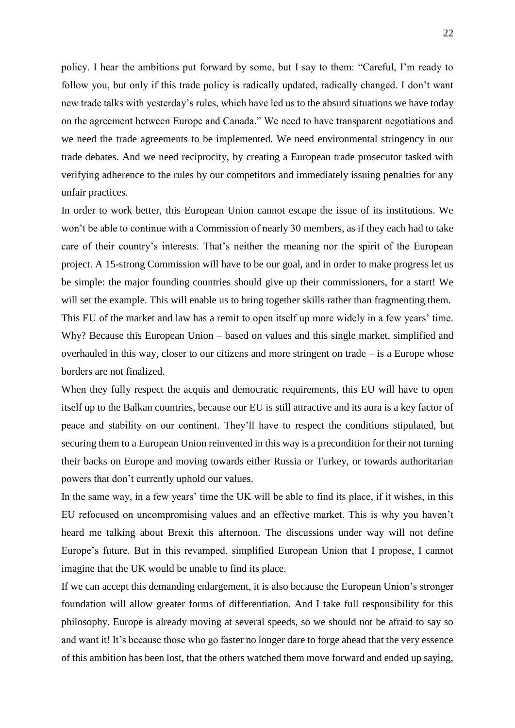policy. I hear the ambitions put forward by some, but I say to them: "Careful, I'm ready to follow you, but only if this trade policy is radically updated, radically changed. I don't want new trade talks with yesterday's rules, which have led us to the absurd situations we have today on the agreement between Europe and Canada." We need to have transparent negotiations and we need the trade agreements to be implemented. We need environmental stringency in our trade debates. And we need reciprocity, by creating a European trade prosecutor tasked with verifying adherence to the rules by our competitors and immediately issuing penalties for any unfair practices.

In order to work better, this European Union cannot escape the issue of its institutions. We won't be able to continue with a Commission of nearly 30 members, as if they each had to take care of their country's interests. That's neither the meaning nor the spirit of the European project. A 15-strong Commission will have to be our goal, and in order to make progress let us be simple: the major founding countries should give up their commissioners, for a start! We will set the example. This will enable us to bring together skills rather than fragmenting them.

This EU of the market and law has a remit to open itself up more widely in a few years' time. Why? Because this European Union – based on values and this single market, simplified and overhauled in this way, closer to our citizens and more stringent on trade – is a Europe whose borders are not finalized.

When they fully respect the acquis and democratic requirements, this EU will have to open itself up to the Balkan countries, because our EU is still attractive and its aura is a key factor of peace and stability on our continent. They'll have to respect the conditions stipulated, but securing them to a European Union reinvented in this way is a precondition for their not turning their backs on Europe and moving towards either Russia or Turkey, or towards authoritarian powers that don't currently uphold our values.

In the same way, in a few years' time the UK will be able to find its place, if it wishes, in this EU refocused on uncompromising values and an effective market. This is why you haven't heard me talking about Brexit this afternoon. The discussions under way will not define Europe's future. But in this revamped, simplified European Union that I propose, I cannot imagine that the UK would be unable to find its place.

If we can accept this demanding enlargement, it is also because the European Union's stronger foundation will allow greater forms of differentiation. And I take full responsibility for this philosophy. Europe is already moving at several speeds, so we should not be afraid to say so and want it! It's because those who go faster no longer dare to forge ahead that the very essence of this ambition has been lost, that the others watched them move forward and ended up saying,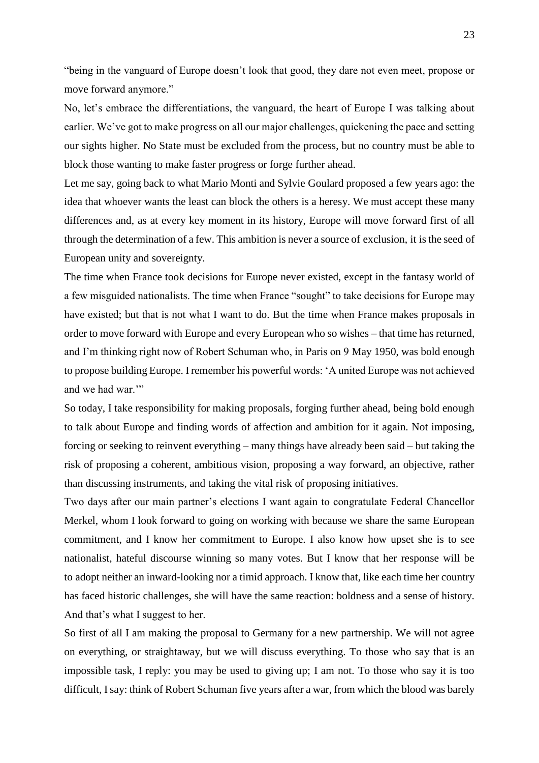"being in the vanguard of Europe doesn't look that good, they dare not even meet, propose or move forward anymore."

No, let's embrace the differentiations, the vanguard, the heart of Europe I was talking about earlier. We've got to make progress on all our major challenges, quickening the pace and setting our sights higher. No State must be excluded from the process, but no country must be able to block those wanting to make faster progress or forge further ahead.

Let me say, going back to what Mario Monti and Sylvie Goulard proposed a few years ago: the idea that whoever wants the least can block the others is a heresy. We must accept these many differences and, as at every key moment in its history, Europe will move forward first of all through the determination of a few. This ambition is never a source of exclusion, it is the seed of European unity and sovereignty.

The time when France took decisions for Europe never existed, except in the fantasy world of a few misguided nationalists. The time when France "sought" to take decisions for Europe may have existed; but that is not what I want to do. But the time when France makes proposals in order to move forward with Europe and every European who so wishes – that time has returned, and I'm thinking right now of Robert Schuman who, in Paris on 9 May 1950, was bold enough to propose building Europe. I remember his powerful words: 'A united Europe was not achieved and we had war.'"

So today, I take responsibility for making proposals, forging further ahead, being bold enough to talk about Europe and finding words of affection and ambition for it again. Not imposing, forcing or seeking to reinvent everything – many things have already been said – but taking the risk of proposing a coherent, ambitious vision, proposing a way forward, an objective, rather than discussing instruments, and taking the vital risk of proposing initiatives.

Two days after our main partner's elections I want again to congratulate Federal Chancellor Merkel, whom I look forward to going on working with because we share the same European commitment, and I know her commitment to Europe. I also know how upset she is to see nationalist, hateful discourse winning so many votes. But I know that her response will be to adopt neither an inward-looking nor a timid approach. I know that, like each time her country has faced historic challenges, she will have the same reaction: boldness and a sense of history. And that's what I suggest to her.

So first of all I am making the proposal to Germany for a new partnership. We will not agree on everything, or straightaway, but we will discuss everything. To those who say that is an impossible task, I reply: you may be used to giving up; I am not. To those who say it is too difficult, I say: think of Robert Schuman five years after a war, from which the blood was barely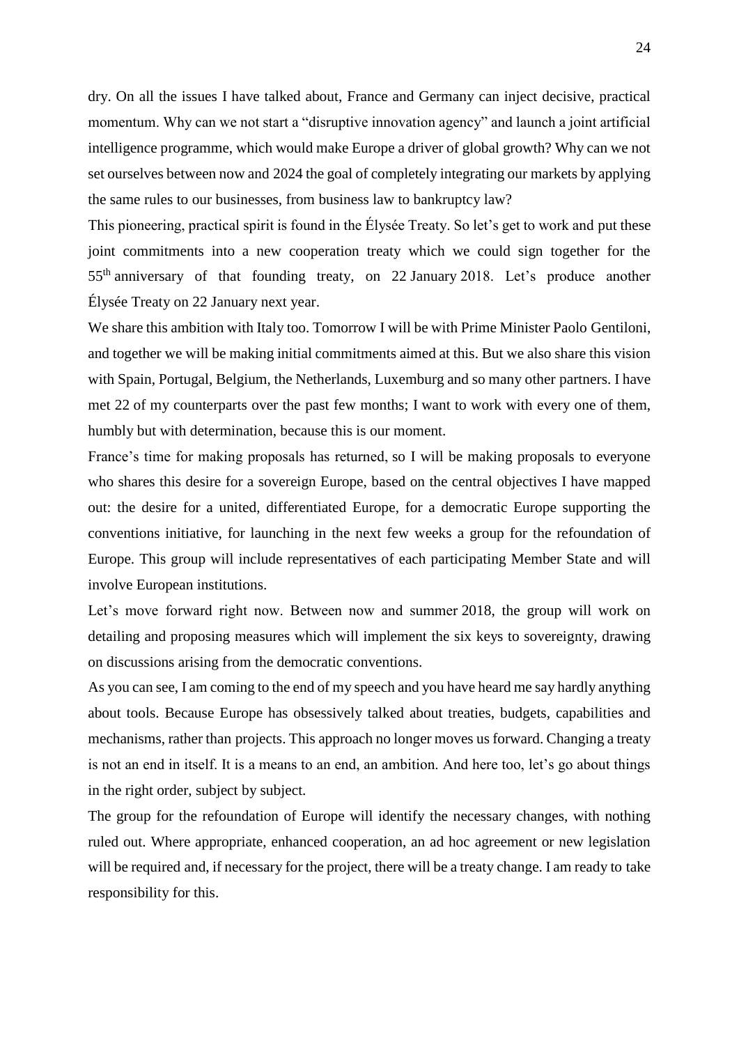dry. On all the issues I have talked about, France and Germany can inject decisive, practical momentum. Why can we not start a "disruptive innovation agency" and launch a joint artificial intelligence programme, which would make Europe a driver of global growth? Why can we not set ourselves between now and 2024 the goal of completely integrating our markets by applying the same rules to our businesses, from business law to bankruptcy law?

This pioneering, practical spirit is found in the Élysée Treaty. So let's get to work and put these joint commitments into a new cooperation treaty which we could sign together for the 55th anniversary of that founding treaty, on 22 January 2018. Let's produce another Élysée Treaty on 22 January next year.

We share this ambition with Italy too. Tomorrow I will be with Prime Minister Paolo Gentiloni, and together we will be making initial commitments aimed at this. But we also share this vision with Spain, Portugal, Belgium, the Netherlands, Luxemburg and so many other partners. I have met 22 of my counterparts over the past few months; I want to work with every one of them, humbly but with determination, because this is our moment.

France's time for making proposals has returned, so I will be making proposals to everyone who shares this desire for a sovereign Europe, based on the central objectives I have mapped out: the desire for a united, differentiated Europe, for a democratic Europe supporting the conventions initiative, for launching in the next few weeks a group for the refoundation of Europe. This group will include representatives of each participating Member State and will involve European institutions.

Let's move forward right now. Between now and summer 2018, the group will work on detailing and proposing measures which will implement the six keys to sovereignty, drawing on discussions arising from the democratic conventions.

As you can see, I am coming to the end of my speech and you have heard me say hardly anything about tools. Because Europe has obsessively talked about treaties, budgets, capabilities and mechanisms, rather than projects. This approach no longer moves us forward. Changing a treaty is not an end in itself. It is a means to an end, an ambition. And here too, let's go about things in the right order, subject by subject.

The group for the refoundation of Europe will identify the necessary changes, with nothing ruled out. Where appropriate, enhanced cooperation, an ad hoc agreement or new legislation will be required and, if necessary for the project, there will be a treaty change. I am ready to take responsibility for this.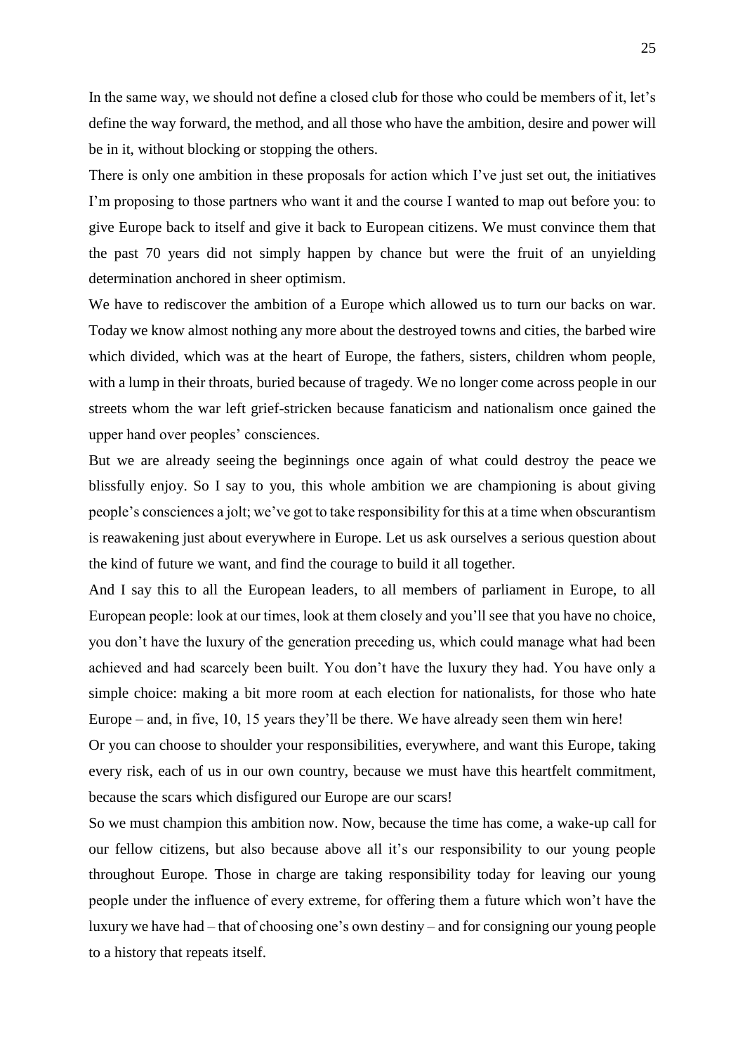In the same way, we should not define a closed club for those who could be members of it, let's define the way forward, the method, and all those who have the ambition, desire and power will be in it, without blocking or stopping the others.

There is only one ambition in these proposals for action which I've just set out, the initiatives I'm proposing to those partners who want it and the course I wanted to map out before you: to give Europe back to itself and give it back to European citizens. We must convince them that the past 70 years did not simply happen by chance but were the fruit of an unyielding determination anchored in sheer optimism.

We have to rediscover the ambition of a Europe which allowed us to turn our backs on war. Today we know almost nothing any more about the destroyed towns and cities, the barbed wire which divided, which was at the heart of Europe, the fathers, sisters, children whom people, with a lump in their throats, buried because of tragedy. We no longer come across people in our streets whom the war left grief-stricken because fanaticism and nationalism once gained the upper hand over peoples' consciences.

But we are already seeing the beginnings once again of what could destroy the peace we blissfully enjoy. So I say to you, this whole ambition we are championing is about giving people's consciences a jolt; we've got to take responsibility for this at a time when obscurantism is reawakening just about everywhere in Europe. Let us ask ourselves a serious question about the kind of future we want, and find the courage to build it all together.

And I say this to all the European leaders, to all members of parliament in Europe, to all European people: look at our times, look at them closely and you'll see that you have no choice, you don't have the luxury of the generation preceding us, which could manage what had been achieved and had scarcely been built. You don't have the luxury they had. You have only a simple choice: making a bit more room at each election for nationalists, for those who hate Europe – and, in five, 10, 15 years they'll be there. We have already seen them win here!

Or you can choose to shoulder your responsibilities, everywhere, and want this Europe, taking every risk, each of us in our own country, because we must have this heartfelt commitment, because the scars which disfigured our Europe are our scars!

So we must champion this ambition now. Now, because the time has come, a wake-up call for our fellow citizens, but also because above all it's our responsibility to our young people throughout Europe. Those in charge are taking responsibility today for leaving our young people under the influence of every extreme, for offering them a future which won't have the luxury we have had – that of choosing one's own destiny – and for consigning our young people to a history that repeats itself.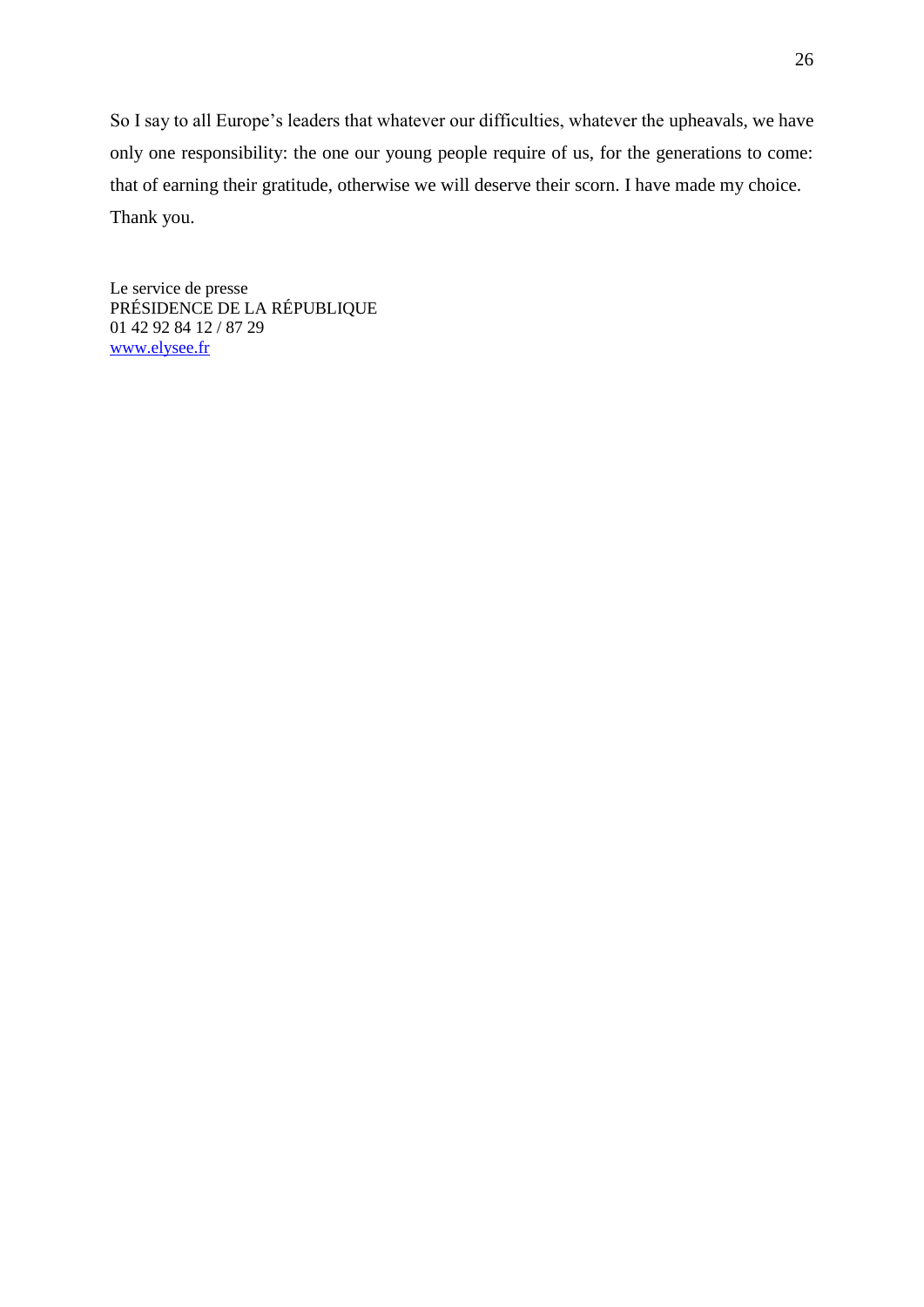So I say to all Europe's leaders that whatever our difficulties, whatever the upheavals, we have only one responsibility: the one our young people require of us, for the generations to come: that of earning their gratitude, otherwise we will deserve their scorn. I have made my choice. Thank you.

Le service de presse
PRÉSIDENCE DE LA RÉPUBLIQUE
01 42 92 84 12 / 87 29
[www.elysee.fr](http://www.elysee.fr)